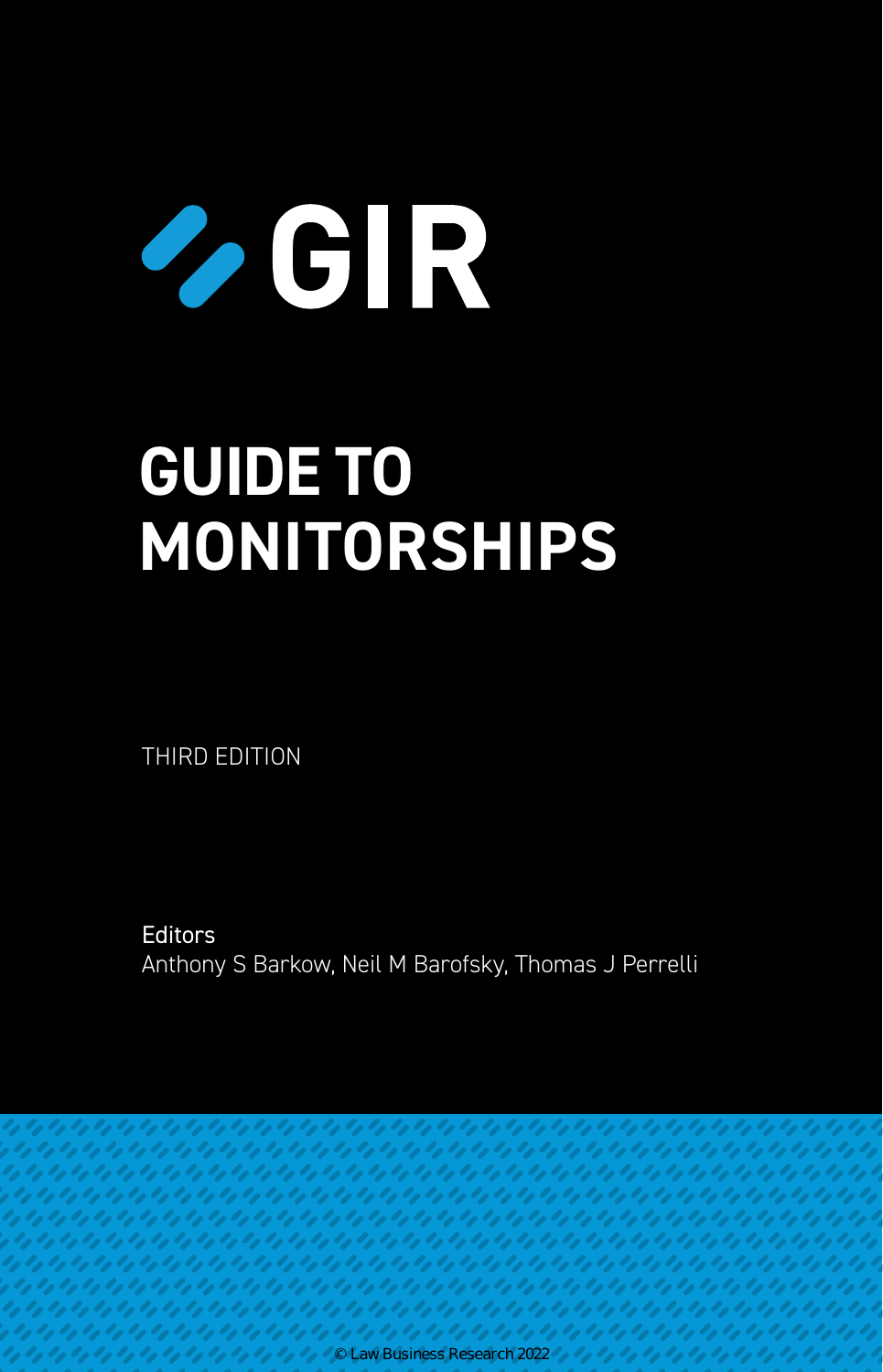GIR

# GUIDE TO MONITORSHIPS

THIRD EDITION

Editors
Anthony S Barkow, Neil M Barofsky, Thomas J Perrelli

© Law Business Research 2022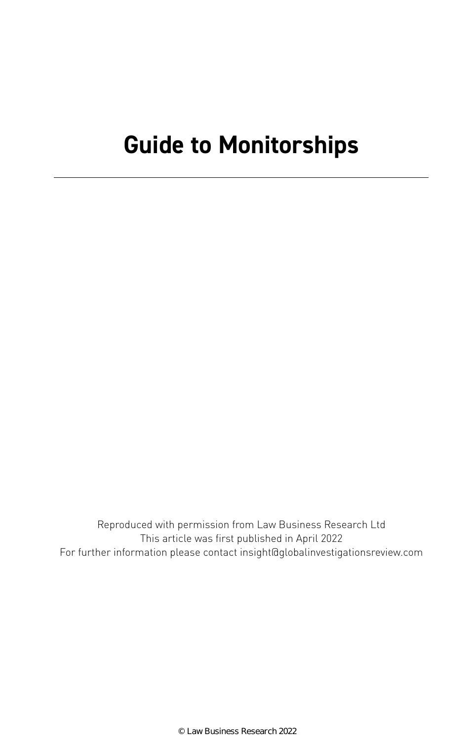# Guide to Monitorships

---

Reproduced with permission from Law Business Research Ltd
This article was first published in April 2022
For further information please contact insight@globalinvestigationsreview.com

© Law Business Research 2022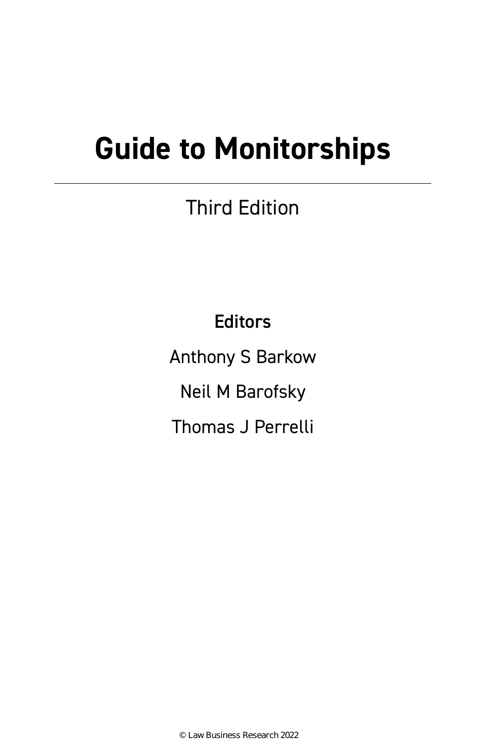# Guide to Monitorships

Third Edition

**Editors**

Anthony S Barkow

Neil M Barofsky

Thomas J Perrelli

© Law Business Research 2022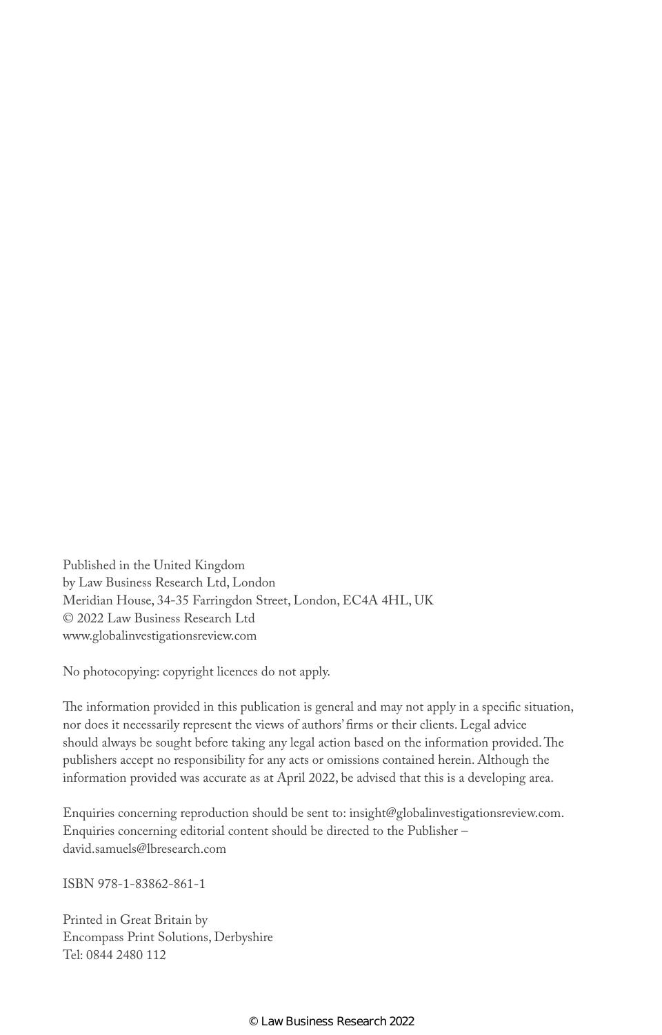Published in the United Kingdom
by Law Business Research Ltd, London
Meridian House, 34-35 Farringdon Street, London, EC4A 4HL, UK
© 2022 Law Business Research Ltd
www.globalinvestigationsreview.com

No photocopying: copyright licences do not apply.

The information provided in this publication is general and may not apply in a specific situation, nor does it necessarily represent the views of authors' firms or their clients. Legal advice should always be sought before taking any legal action based on the information provided. The publishers accept no responsibility for any acts or omissions contained herein. Although the information provided was accurate as at April 2022, be advised that this is a developing area.

Enquiries concerning reproduction should be sent to: insight@globalinvestigationsreview.com. Enquiries concerning editorial content should be directed to the Publisher – david.samuels@lbresearch.com

ISBN 978-1-83862-861-1

Printed in Great Britain by
Encompass Print Solutions, Derbyshire
Tel: 0844 2480 112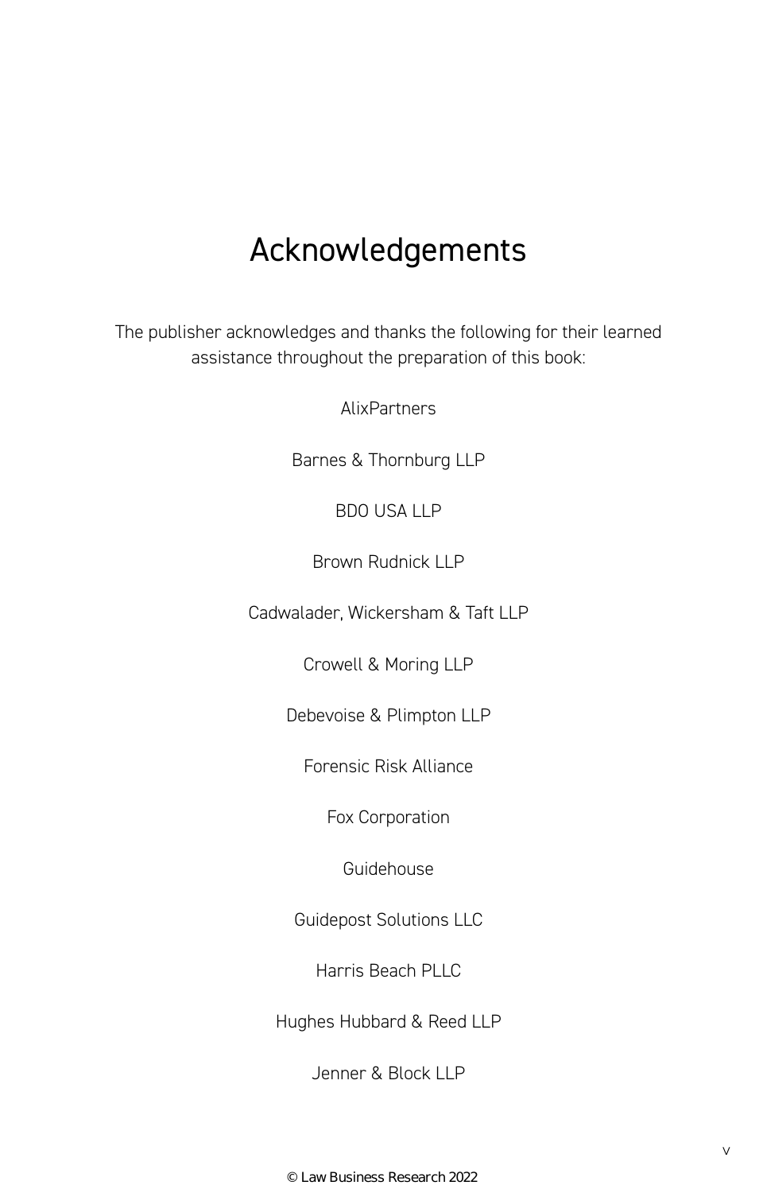# Acknowledgements

The publisher acknowledges and thanks the following for their learned assistance throughout the preparation of this book:

AlixPartners

Barnes & Thornburg LLP

BDO USA LLP

Brown Rudnick LLP

Cadwalader, Wickersham & Taft LLP

Crowell & Moring LLP

Debevoise & Plimpton LLP

Forensic Risk Alliance

Fox Corporation

Guidehouse

Guidepost Solutions LLC

Harris Beach PLLC

Hughes Hubbard & Reed LLP

Jenner & Block LLP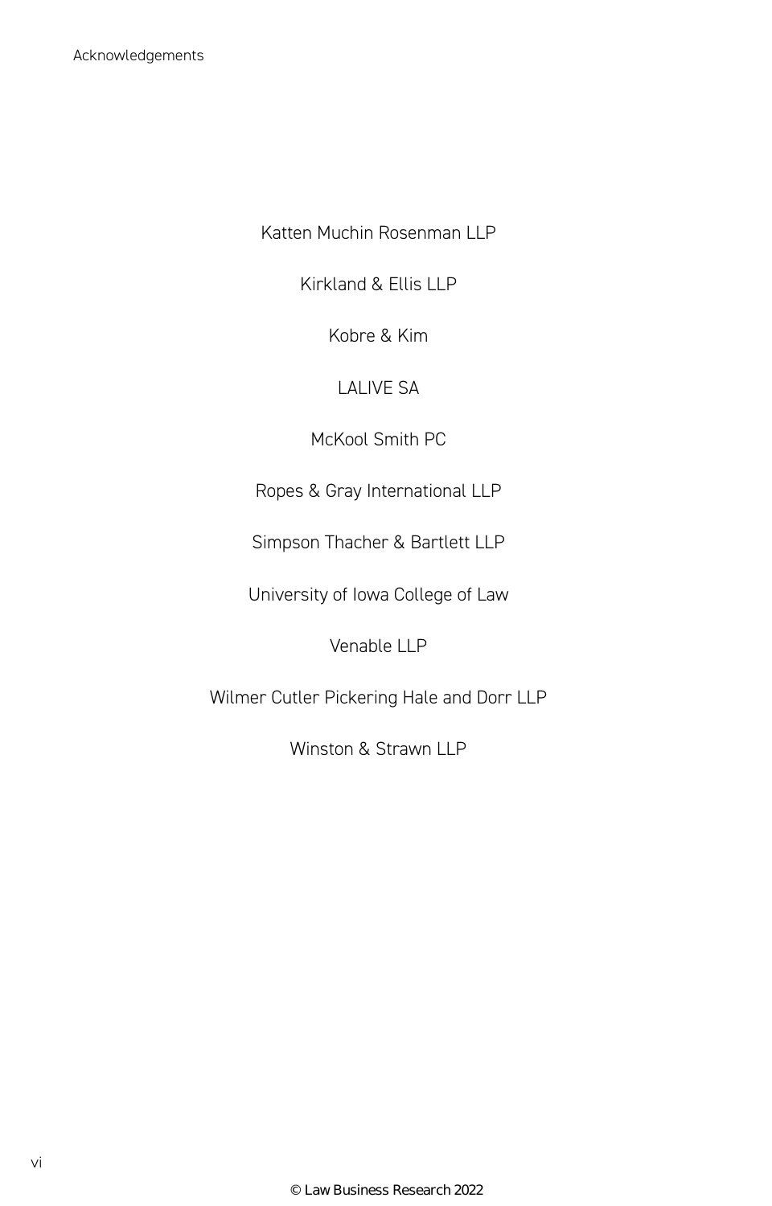Katten Muchin Rosenman LLP

Kirkland & Ellis LLP

Kobre & Kim

LALIVE SA

McKool Smith PC

Ropes & Gray International LLP

Simpson Thacher & Bartlett LLP

University of Iowa College of Law

Venable LLP

Wilmer Cutler Pickering Hale and Dorr LLP

Winston & Strawn LLP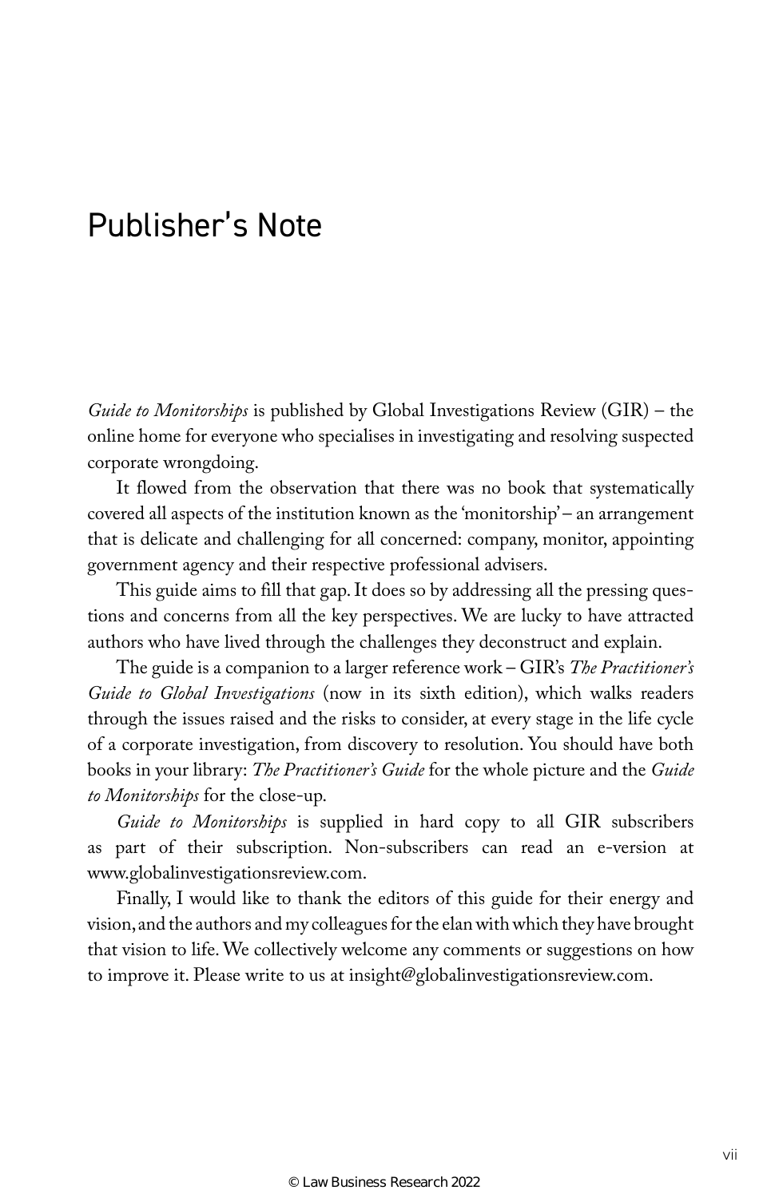# Publisher's Note

*Guide to Monitorships* is published by Global Investigations Review (GIR) – the online home for everyone who specialises in investigating and resolving suspected corporate wrongdoing.

It flowed from the observation that there was no book that systematically covered all aspects of the institution known as the 'monitorship' – an arrangement that is delicate and challenging for all concerned: company, monitor, appointing government agency and their respective professional advisers.

This guide aims to fill that gap. It does so by addressing all the pressing questions and concerns from all the key perspectives. We are lucky to have attracted authors who have lived through the challenges they deconstruct and explain.

The guide is a companion to a larger reference work – GIR's *The Practitioner's Guide to Global Investigations* (now in its sixth edition), which walks readers through the issues raised and the risks to consider, at every stage in the life cycle of a corporate investigation, from discovery to resolution. You should have both books in your library: *The Practitioner's Guide* for the whole picture and the *Guide to Monitorships* for the close-up.

*Guide to Monitorships* is supplied in hard copy to all GIR subscribers as part of their subscription. Non-subscribers can read an e-version at www.globalinvestigationsreview.com.

Finally, I would like to thank the editors of this guide for their energy and vision, and the authors and my colleagues for the elan with which they have brought that vision to life. We collectively welcome any comments or suggestions on how to improve it. Please write to us at insight@globalinvestigationsreview.com.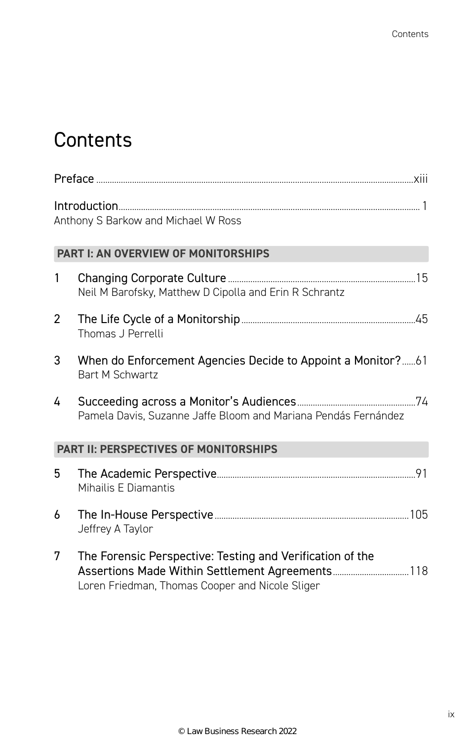# Contents

Preface ........................................................................................................................ xiii

Introduction .................................................................................................................. 1
Anthony S Barkow and Michael W Ross

## PART I: AN OVERVIEW OF MONITORSHIPS

1 Changing Corporate Culture ..................................................................................... 15
Neil M Barofsky, Matthew D Cipolla and Erin R Schrantz

2 The Life Cycle of a Monitorship ................................................................................ 45
Thomas J Perrelli

3 When do Enforcement Agencies Decide to Appoint a Monitor? ...... 61
Bart M Schwartz

4 Succeeding across a Monitor's Audiences ............................................................. 74
Pamela Davis, Suzanne Jaffe Bloom and Mariana Pendás Fernández

## PART II: PERSPECTIVES OF MONITORSHIPS

5 The Academic Perspective ........................................................................................ 91
Mihailis E Diamantis

6 The In-House Perspective ....................................................................................... 105
Jeffrey A Taylor

7 The Forensic Perspective: Testing and Verification of the Assertions Made Within Settlement Agreements ................................ 118
Loren Friedman, Thomas Cooper and Nicole Sliger

© Law Business Research 2022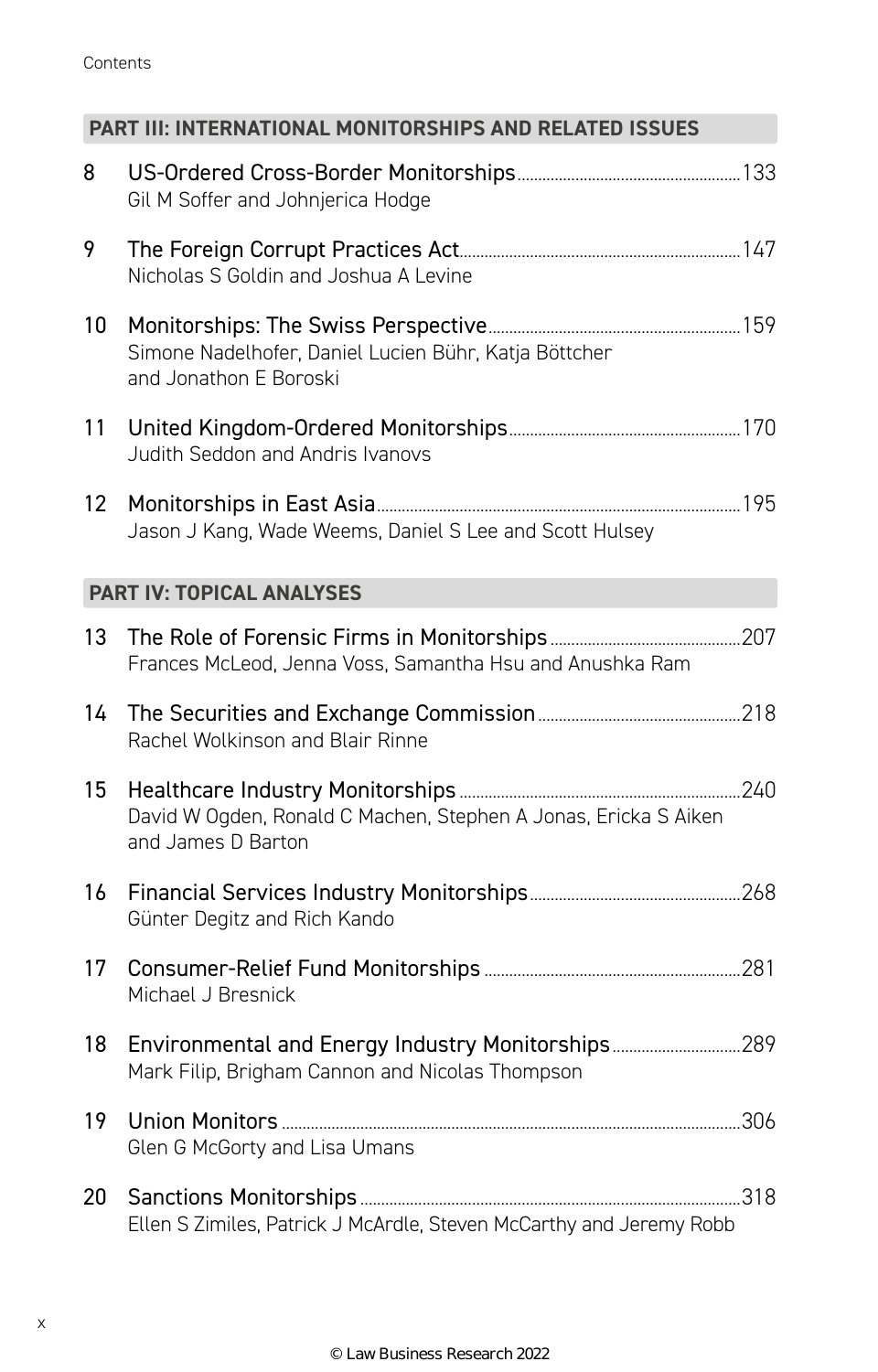## PART III: INTERNATIONAL MONITORSHIPS AND RELATED ISSUES

8 US-Ordered Cross-Border Monitorships ..... 133
Gil M Soffer and Johnjerica Hodge

9 The Foreign Corrupt Practices Act ..... 147
Nicholas S Goldin and Joshua A Levine

10 Monitorships: The Swiss Perspective ..... 159
Simone Nadelhofer, Daniel Lucien Bühr, Katja Böttcher and Jonathon E Boroski

11 United Kingdom-Ordered Monitorships ..... 170
Judith Seddon and Andris Ivanovs

12 Monitorships in East Asia ..... 195
Jason J Kang, Wade Weems, Daniel S Lee and Scott Hulsey

## PART IV: TOPICAL ANALYSES

13 The Role of Forensic Firms in Monitorships ..... 207
Frances McLeod, Jenna Voss, Samantha Hsu and Anushka Ram

14 The Securities and Exchange Commission ..... 218
Rachel Wolkinson and Blair Rinne

15 Healthcare Industry Monitorships ..... 240
David W Ogden, Ronald C Machen, Stephen A Jonas, Ericka S Aiken and James D Barton

16 Financial Services Industry Monitorships ..... 268
Günter Degitz and Rich Kando

17 Consumer-Relief Fund Monitorships ..... 281
Michael J Bresnick

18 Environmental and Energy Industry Monitorships ..... 289
Mark Filip, Brigham Cannon and Nicolas Thompson

19 Union Monitors ..... 306
Glen G McGorty and Lisa Umans

20 Sanctions Monitorships ..... 318
Ellen S Zimiles, Patrick J McArdle, Steven McCarthy and Jeremy Robb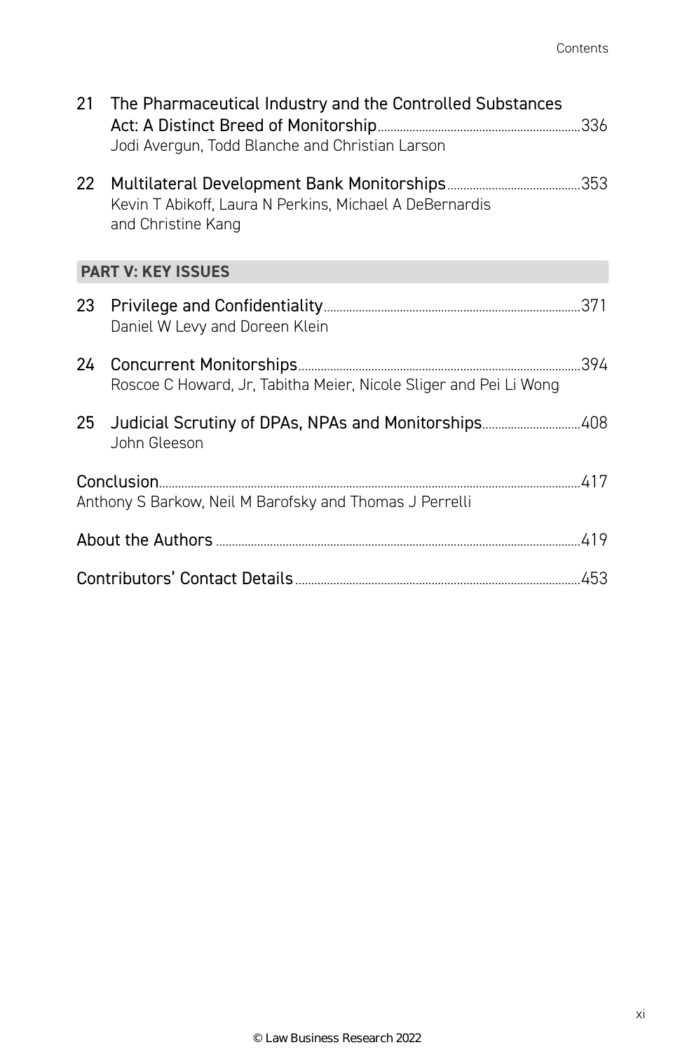21 The Pharmaceutical Industry and the Controlled Substances Act: A Distinct Breed of Monitorship ....................................................................336
Jodi Avergun, Todd Blanche and Christian Larson

22 Multilateral Development Bank Monitorships ..........................................353
Kevin T Abikoff, Laura N Perkins, Michael A DeBernardis and Christine Kang

## PART V: KEY ISSUES

23 Privilege and Confidentiality ..................................................................................371
Daniel W Levy and Doreen Klein

24 Concurrent Monitorships .........................................................................................394
Roscoe C Howard, Jr, Tabitha Meier, Nicole Sliger and Pei Li Wong

25 Judicial Scrutiny of DPAs, NPAs and Monitorships ...............................408
John Gleeson

Conclusion ......................................................................................................................................417
Anthony S Barkow, Neil M Barofsky and Thomas J Perrelli

About the Authors .......................................................................................................................419

Contributors' Contact Details .................................................................................................453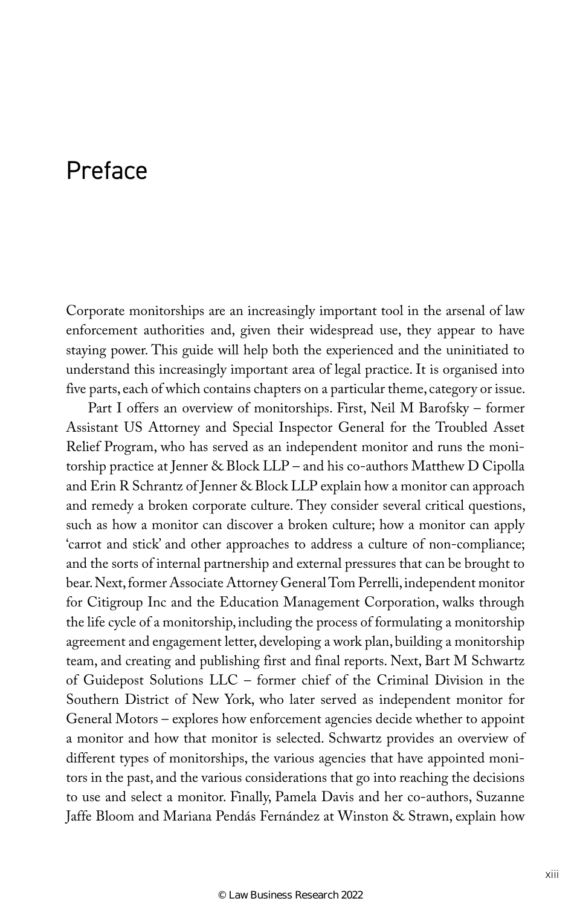# Preface

Corporate monitorships are an increasingly important tool in the arsenal of law enforcement authorities and, given their widespread use, they appear to have staying power. This guide will help both the experienced and the uninitiated to understand this increasingly important area of legal practice. It is organised into five parts, each of which contains chapters on a particular theme, category or issue.

Part I offers an overview of monitorships. First, Neil M Barofsky – former Assistant US Attorney and Special Inspector General for the Troubled Asset Relief Program, who has served as an independent monitor and runs the monitorship practice at Jenner & Block LLP – and his co-authors Matthew D Cipolla and Erin R Schrantz of Jenner & Block LLP explain how a monitor can approach and remedy a broken corporate culture. They consider several critical questions, such as how a monitor can discover a broken culture; how a monitor can apply 'carrot and stick' and other approaches to address a culture of non-compliance; and the sorts of internal partnership and external pressures that can be brought to bear. Next, former Associate Attorney General Tom Perrelli, independent monitor for Citigroup Inc and the Education Management Corporation, walks through the life cycle of a monitorship, including the process of formulating a monitorship agreement and engagement letter, developing a work plan, building a monitorship team, and creating and publishing first and final reports. Next, Bart M Schwartz of Guidepost Solutions LLC – former chief of the Criminal Division in the Southern District of New York, who later served as independent monitor for General Motors – explores how enforcement agencies decide whether to appoint a monitor and how that monitor is selected. Schwartz provides an overview of different types of monitorships, the various agencies that have appointed monitors in the past, and the various considerations that go into reaching the decisions to use and select a monitor. Finally, Pamela Davis and her co-authors, Suzanne Jaffe Bloom and Mariana Pendás Fernández at Winston & Strawn, explain how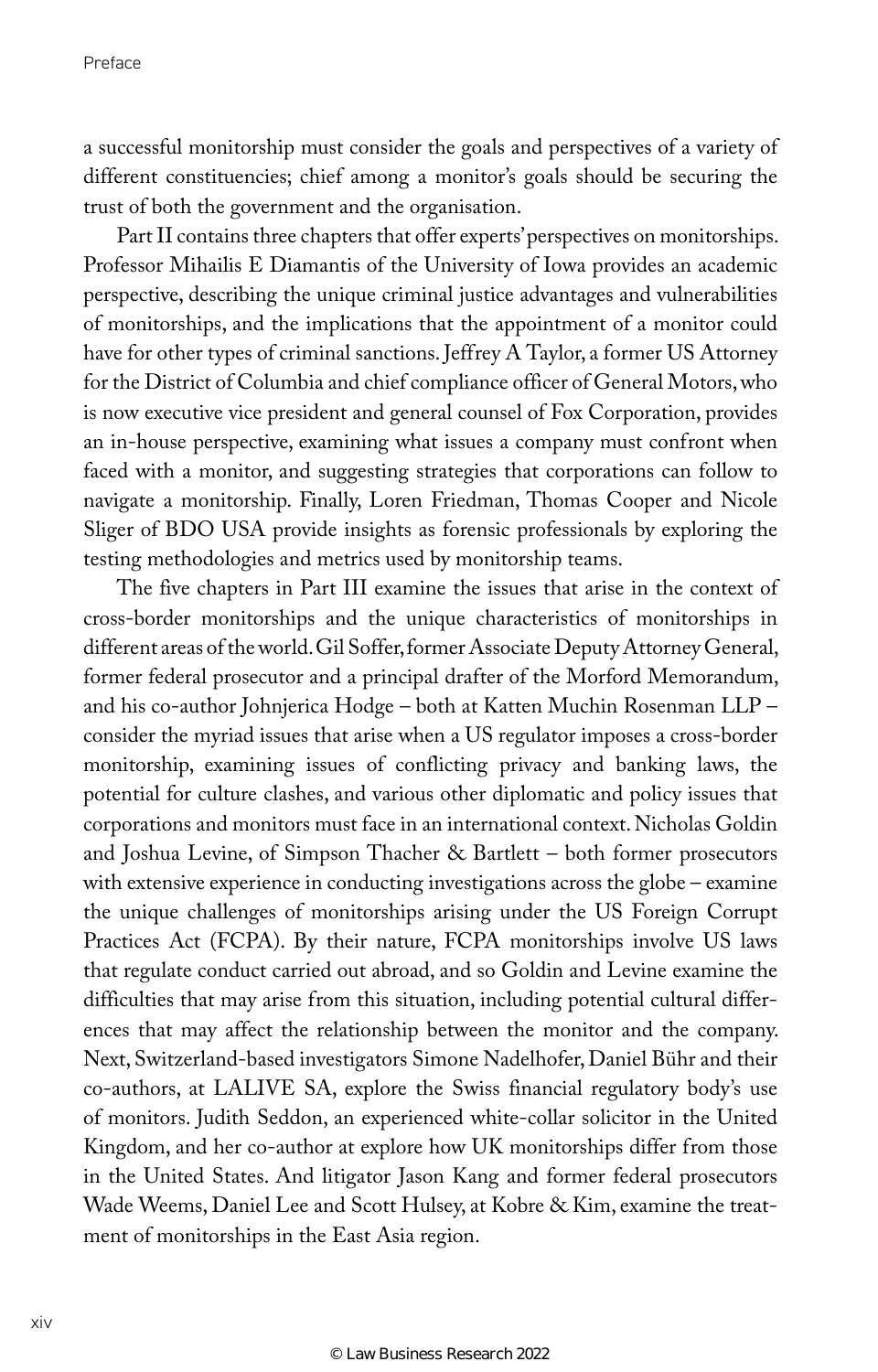a successful monitorship must consider the goals and perspectives of a variety of different constituencies; chief among a monitor's goals should be securing the trust of both the government and the organisation.

Part II contains three chapters that offer experts' perspectives on monitorships. Professor Mihailis E Diamantis of the University of Iowa provides an academic perspective, describing the unique criminal justice advantages and vulnerabilities of monitorships, and the implications that the appointment of a monitor could have for other types of criminal sanctions. Jeffrey A Taylor, a former US Attorney for the District of Columbia and chief compliance officer of General Motors, who is now executive vice president and general counsel of Fox Corporation, provides an in-house perspective, examining what issues a company must confront when faced with a monitor, and suggesting strategies that corporations can follow to navigate a monitorship. Finally, Loren Friedman, Thomas Cooper and Nicole Sliger of BDO USA provide insights as forensic professionals by exploring the testing methodologies and metrics used by monitorship teams.

The five chapters in Part III examine the issues that arise in the context of cross-border monitorships and the unique characteristics of monitorships in different areas of the world. Gil Soffer, former Associate Deputy Attorney General, former federal prosecutor and a principal drafter of the Morford Memorandum, and his co-author Johnjerica Hodge – both at Katten Muchin Rosenman LLP – consider the myriad issues that arise when a US regulator imposes a cross-border monitorship, examining issues of conflicting privacy and banking laws, the potential for culture clashes, and various other diplomatic and policy issues that corporations and monitors must face in an international context. Nicholas Goldin and Joshua Levine, of Simpson Thacher & Bartlett – both former prosecutors with extensive experience in conducting investigations across the globe – examine the unique challenges of monitorships arising under the US Foreign Corrupt Practices Act (FCPA). By their nature, FCPA monitorships involve US laws that regulate conduct carried out abroad, and so Goldin and Levine examine the difficulties that may arise from this situation, including potential cultural differences that may affect the relationship between the monitor and the company. Next, Switzerland-based investigators Simone Nadelhofer, Daniel Bühr and their co-authors, at LALIVE SA, explore the Swiss financial regulatory body's use of monitors. Judith Seddon, an experienced white-collar solicitor in the United Kingdom, and her co-author at explore how UK monitorships differ from those in the United States. And litigator Jason Kang and former federal prosecutors Wade Weems, Daniel Lee and Scott Hulsey, at Kobre & Kim, examine the treatment of monitorships in the East Asia region.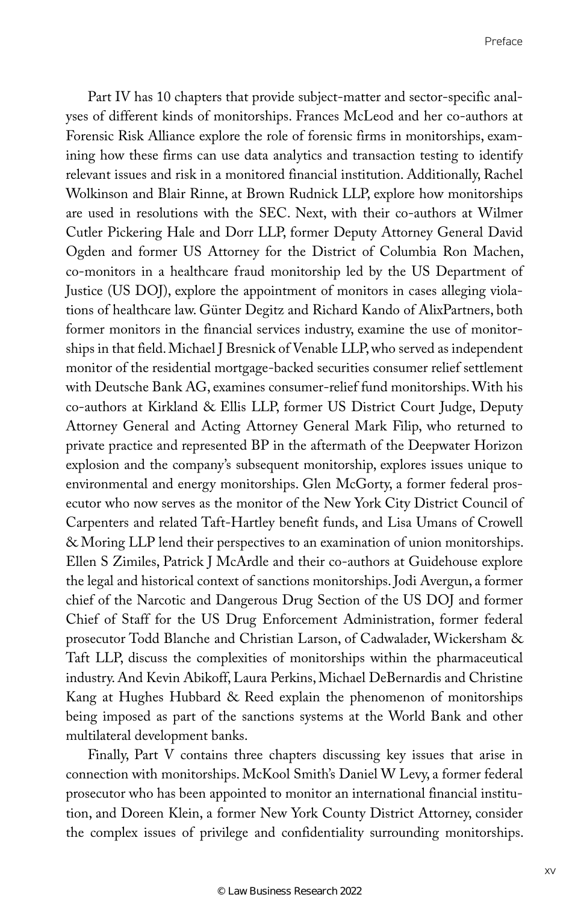Part IV has 10 chapters that provide subject-matter and sector-specific analyses of different kinds of monitorships. Frances McLeod and her co-authors at Forensic Risk Alliance explore the role of forensic firms in monitorships, examining how these firms can use data analytics and transaction testing to identify relevant issues and risk in a monitored financial institution. Additionally, Rachel Wolkinson and Blair Rinne, at Brown Rudnick LLP, explore how monitorships are used in resolutions with the SEC. Next, with their co-authors at Wilmer Cutler Pickering Hale and Dorr LLP, former Deputy Attorney General David Ogden and former US Attorney for the District of Columbia Ron Machen, co-monitors in a healthcare fraud monitorship led by the US Department of Justice (US DOJ), explore the appointment of monitors in cases alleging violations of healthcare law. Günter Degitz and Richard Kando of AlixPartners, both former monitors in the financial services industry, examine the use of monitorships in that field. Michael J Bresnick of Venable LLP, who served as independent monitor of the residential mortgage-backed securities consumer relief settlement with Deutsche Bank AG, examines consumer-relief fund monitorships. With his co-authors at Kirkland & Ellis LLP, former US District Court Judge, Deputy Attorney General and Acting Attorney General Mark Filip, who returned to private practice and represented BP in the aftermath of the Deepwater Horizon explosion and the company's subsequent monitorship, explores issues unique to environmental and energy monitorships. Glen McGorty, a former federal prosecutor who now serves as the monitor of the New York City District Council of Carpenters and related Taft-Hartley benefit funds, and Lisa Umans of Crowell & Moring LLP lend their perspectives to an examination of union monitorships. Ellen S Zimiles, Patrick J McArdle and their co-authors at Guidehouse explore the legal and historical context of sanctions monitorships. Jodi Avergun, a former chief of the Narcotic and Dangerous Drug Section of the US DOJ and former Chief of Staff for the US Drug Enforcement Administration, former federal prosecutor Todd Blanche and Christian Larson, of Cadwalader, Wickersham & Taft LLP, discuss the complexities of monitorships within the pharmaceutical industry. And Kevin Abikoff, Laura Perkins, Michael DeBernardis and Christine Kang at Hughes Hubbard & Reed explain the phenomenon of monitorships being imposed as part of the sanctions systems at the World Bank and other multilateral development banks.

Finally, Part V contains three chapters discussing key issues that arise in connection with monitorships. McKool Smith's Daniel W Levy, a former federal prosecutor who has been appointed to monitor an international financial institution, and Doreen Klein, a former New York County District Attorney, consider the complex issues of privilege and confidentiality surrounding monitorships.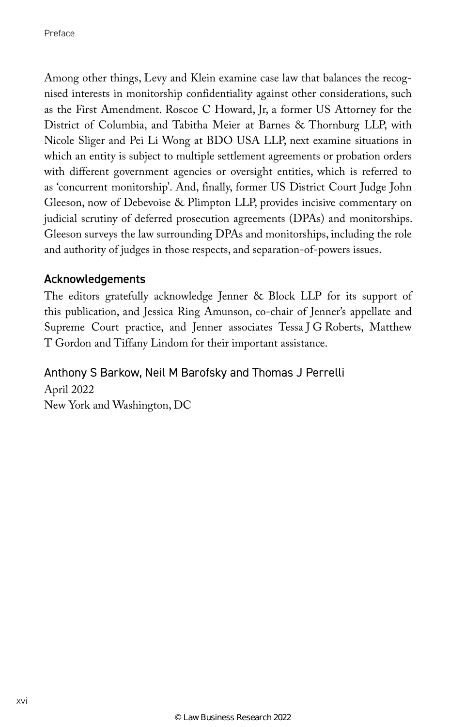Among other things, Levy and Klein examine case law that balances the recognised interests in monitorship confidentiality against other considerations, such as the First Amendment. Roscoe C Howard, Jr, a former US Attorney for the District of Columbia, and Tabitha Meier at Barnes & Thornburg LLP, with Nicole Sliger and Pei Li Wong at BDO USA LLP, next examine situations in which an entity is subject to multiple settlement agreements or probation orders with different government agencies or oversight entities, which is referred to as 'concurrent monitorship'. And, finally, former US District Court Judge John Gleeson, now of Debevoise & Plimpton LLP, provides incisive commentary on judicial scrutiny of deferred prosecution agreements (DPAs) and monitorships. Gleeson surveys the law surrounding DPAs and monitorships, including the role and authority of judges in those respects, and separation-of-powers issues.

## Acknowledgements

The editors gratefully acknowledge Jenner & Block LLP for its support of this publication, and Jessica Ring Amunson, co-chair of Jenner's appellate and Supreme Court practice, and Jenner associates Tessa J G Roberts, Matthew T Gordon and Tiffany Lindom for their important assistance.

Anthony S Barkow, Neil M Barofsky and Thomas J Perrelli
April 2022
New York and Washington, DC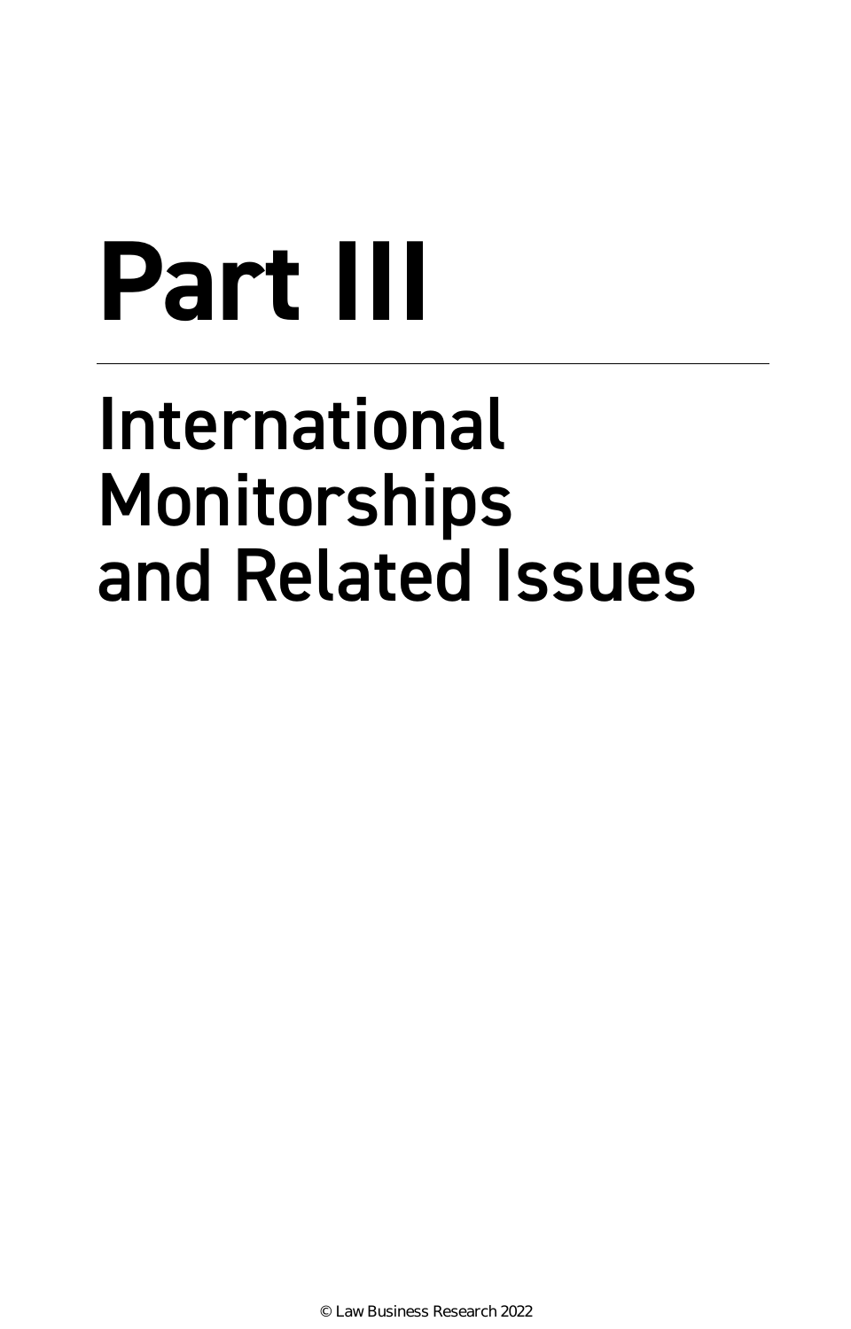# Part III

## International Monitorships and Related Issues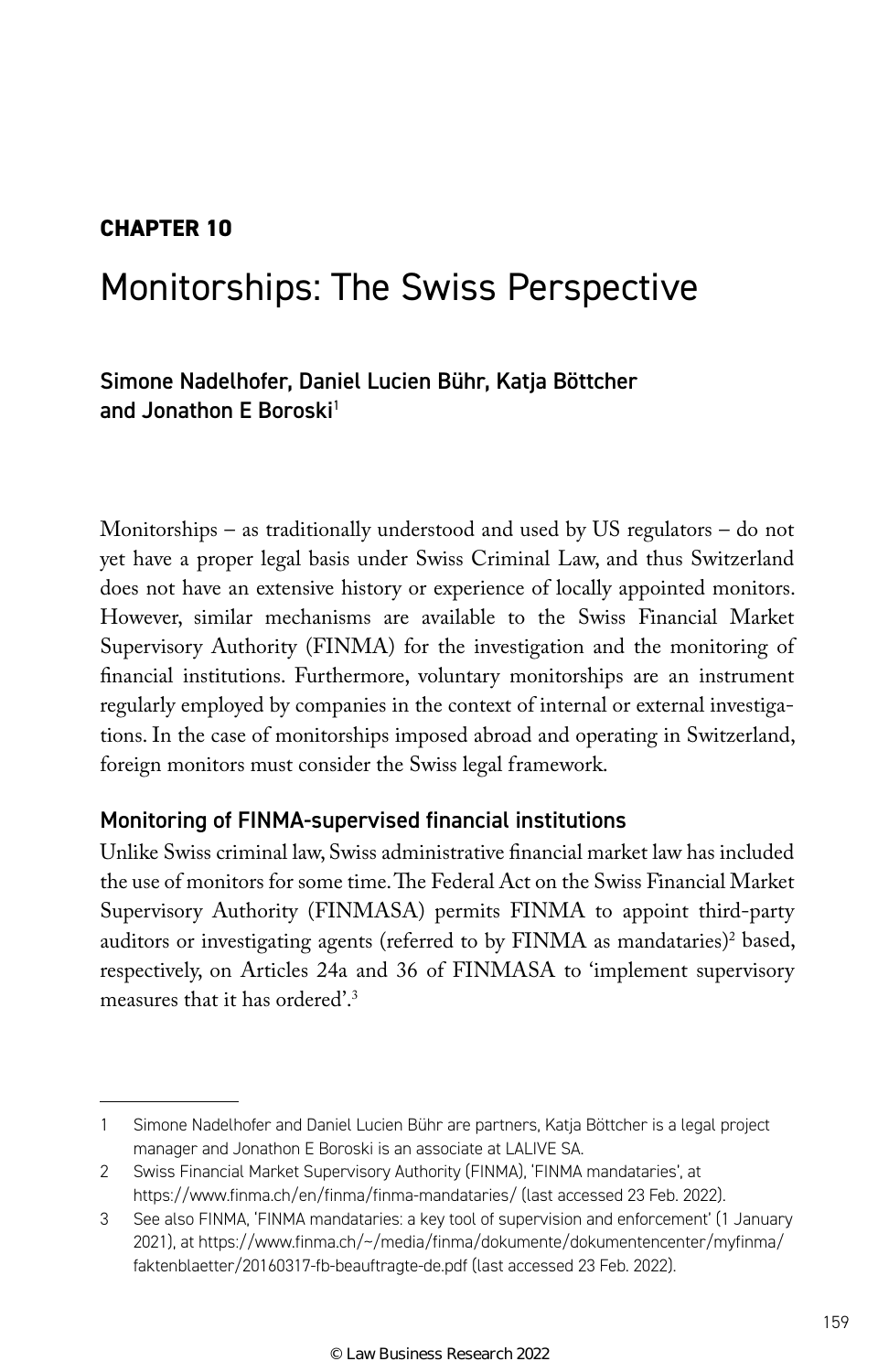**CHAPTER 10**

# Monitorships: The Swiss Perspective

**Simone Nadelhofer, Daniel Lucien Bühr, Katja Böttcher and Jonathon E Boroski**[1]

Monitorships – as traditionally understood and used by US regulators – do not yet have a proper legal basis under Swiss Criminal Law, and thus Switzerland does not have an extensive history or experience of locally appointed monitors. However, similar mechanisms are available to the Swiss Financial Market Supervisory Authority (FINMA) for the investigation and the monitoring of financial institutions. Furthermore, voluntary monitorships are an instrument regularly employed by companies in the context of internal or external investigations. In the case of monitorships imposed abroad and operating in Switzerland, foreign monitors must consider the Swiss legal framework.

## Monitoring of FINMA-supervised financial institutions

Unlike Swiss criminal law, Swiss administrative financial market law has included the use of monitors for some time. The Federal Act on the Swiss Financial Market Supervisory Authority (FINMASA) permits FINMA to appoint third-party auditors or investigating agents (referred to by FINMA as mandataries)[2] based, respectively, on Articles 24a and 36 of FINMASA to 'implement supervisory measures that it has ordered'.[3]

---

1 Simone Nadelhofer and Daniel Lucien Bühr are partners, Katja Böttcher is a legal project manager and Jonathon E Boroski is an associate at LALIVE SA.

2 Swiss Financial Market Supervisory Authority (FINMA), 'FINMA mandataries', at https://www.finma.ch/en/finma/finma-mandataries/ (last accessed 23 Feb. 2022).

3 See also FINMA, 'FINMA mandataries: a key tool of supervision and enforcement' (1 January 2021), at https://www.finma.ch/~/media/finma/dokumente/dokumentencenter/myfinma/faktenblaetter/20160317-fb-beauftragte-de.pdf (last accessed 23 Feb. 2022).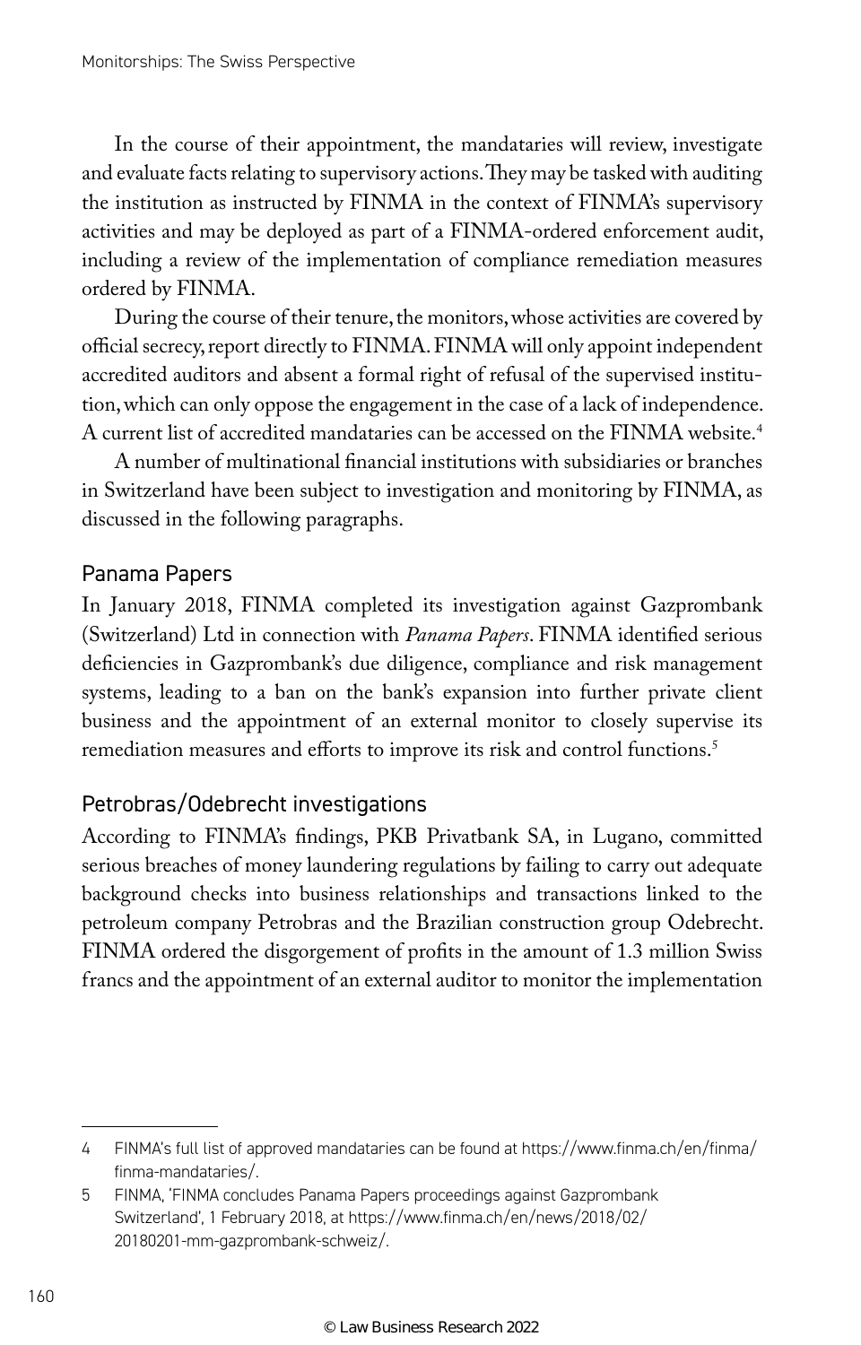In the course of their appointment, the mandataries will review, investigate and evaluate facts relating to supervisory actions. They may be tasked with auditing the institution as instructed by FINMA in the context of FINMA's supervisory activities and may be deployed as part of a FINMA-ordered enforcement audit, including a review of the implementation of compliance remediation measures ordered by FINMA.

During the course of their tenure, the monitors, whose activities are covered by official secrecy, report directly to FINMA. FINMA will only appoint independent accredited auditors and absent a formal right of refusal of the supervised institution, which can only oppose the engagement in the case of a lack of independence. A current list of accredited mandataries can be accessed on the FINMA website.[4]

A number of multinational financial institutions with subsidiaries or branches in Switzerland have been subject to investigation and monitoring by FINMA, as discussed in the following paragraphs.

## Panama Papers

In January 2018, FINMA completed its investigation against Gazprombank (Switzerland) Ltd in connection with *Panama Papers*. FINMA identified serious deficiencies in Gazprombank's due diligence, compliance and risk management systems, leading to a ban on the bank's expansion into further private client business and the appointment of an external monitor to closely supervise its remediation measures and efforts to improve its risk and control functions.[5]

## Petrobras/Odebrecht investigations

According to FINMA's findings, PKB Privatbank SA, in Lugano, committed serious breaches of money laundering regulations by failing to carry out adequate background checks into business relationships and transactions linked to the petroleum company Petrobras and the Brazilian construction group Odebrecht. FINMA ordered the disgorgement of profits in the amount of 1.3 million Swiss francs and the appointment of an external auditor to monitor the implementation

---

4 FINMA's full list of approved mandataries can be found at https://www.finma.ch/en/finma/finma-mandataries/.

5 FINMA, 'FINMA concludes Panama Papers proceedings against Gazprombank Switzerland', 1 February 2018, at https://www.finma.ch/en/news/2018/02/20180201-mm-gazprombank-schweiz/.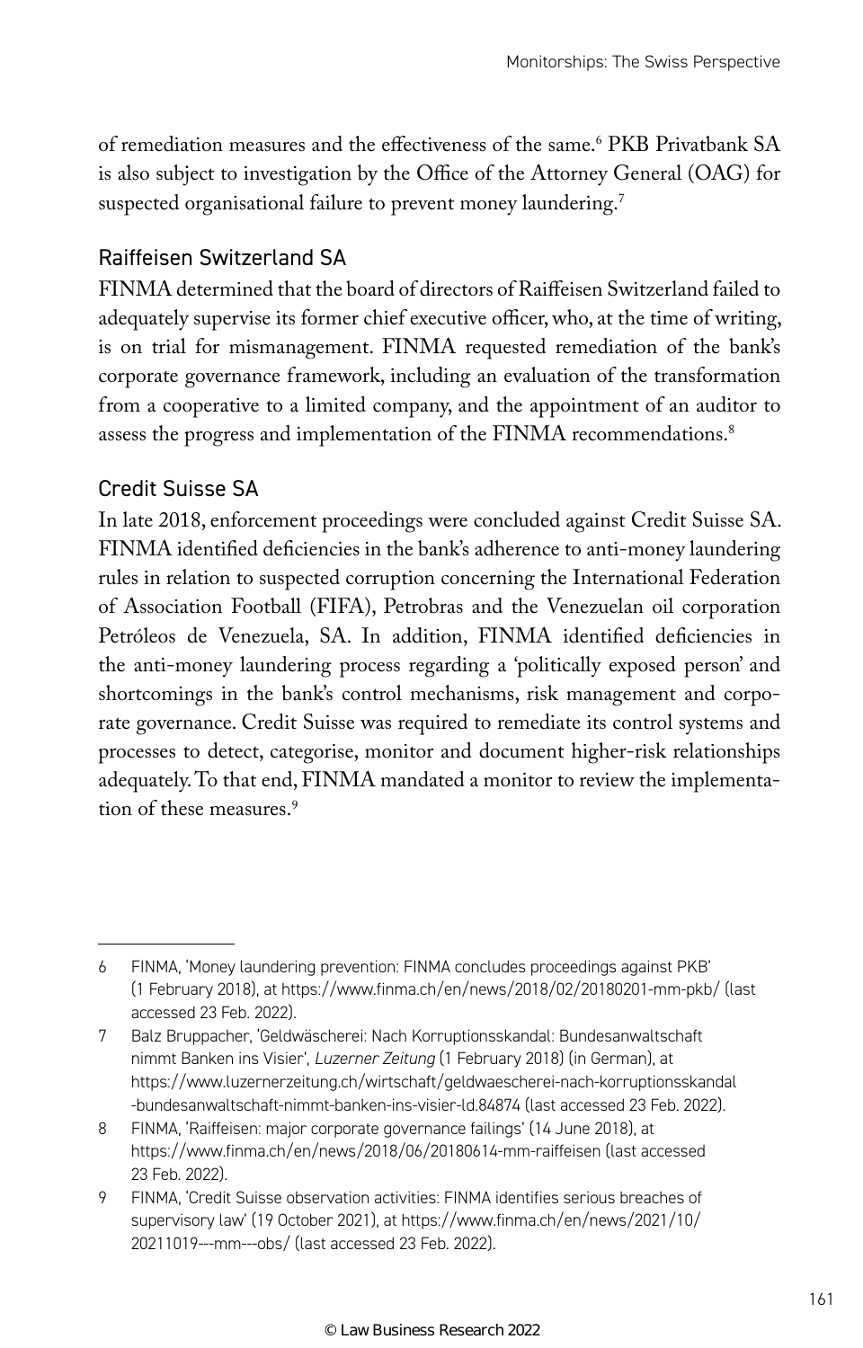of remediation measures and the effectiveness of the same.[6] PKB Privatbank SA is also subject to investigation by the Office of the Attorney General (OAG) for suspected organisational failure to prevent money laundering.[7]

### Raiffeisen Switzerland SA

FINMA determined that the board of directors of Raiffeisen Switzerland failed to adequately supervise its former chief executive officer, who, at the time of writing, is on trial for mismanagement. FINMA requested remediation of the bank's corporate governance framework, including an evaluation of the transformation from a cooperative to a limited company, and the appointment of an auditor to assess the progress and implementation of the FINMA recommendations.[8]

### Credit Suisse SA

In late 2018, enforcement proceedings were concluded against Credit Suisse SA. FINMA identified deficiencies in the bank's adherence to anti-money laundering rules in relation to suspected corruption concerning the International Federation of Association Football (FIFA), Petrobras and the Venezuelan oil corporation Petróleos de Venezuela, SA. In addition, FINMA identified deficiencies in the anti-money laundering process regarding a 'politically exposed person' and shortcomings in the bank's control mechanisms, risk management and corporate governance. Credit Suisse was required to remediate its control systems and processes to detect, categorise, monitor and document higher-risk relationships adequately. To that end, FINMA mandated a monitor to review the implementation of these measures.[9]

---

6 FINMA, 'Money laundering prevention: FINMA concludes proceedings against PKB' (1 February 2018), at https://www.finma.ch/en/news/2018/02/20180201-mm-pkb/ (last accessed 23 Feb. 2022).

7 Balz Bruppacher, 'Geldwäscherei: Nach Korruptionsskandal: Bundesanwaltschaft nimmt Banken ins Visier', *Luzerner Zeitung* (1 February 2018) (in German), at https://www.luzernerzeitung.ch/wirtschaft/geldwaescherei-nach-korruptionsskandal-bundesanwaltschaft-nimmt-banken-ins-visier-ld.84874 (last accessed 23 Feb. 2022).

8 FINMA, 'Raiffeisen: major corporate governance failings' (14 June 2018), at https://www.finma.ch/en/news/2018/06/20180614-mm-raiffeisen (last accessed 23 Feb. 2022).

9 FINMA, 'Credit Suisse observation activities: FINMA identifies serious breaches of supervisory law' (19 October 2021), at https://www.finma.ch/en/news/2021/10/20211019---mm---obs/ (last accessed 23 Feb. 2022).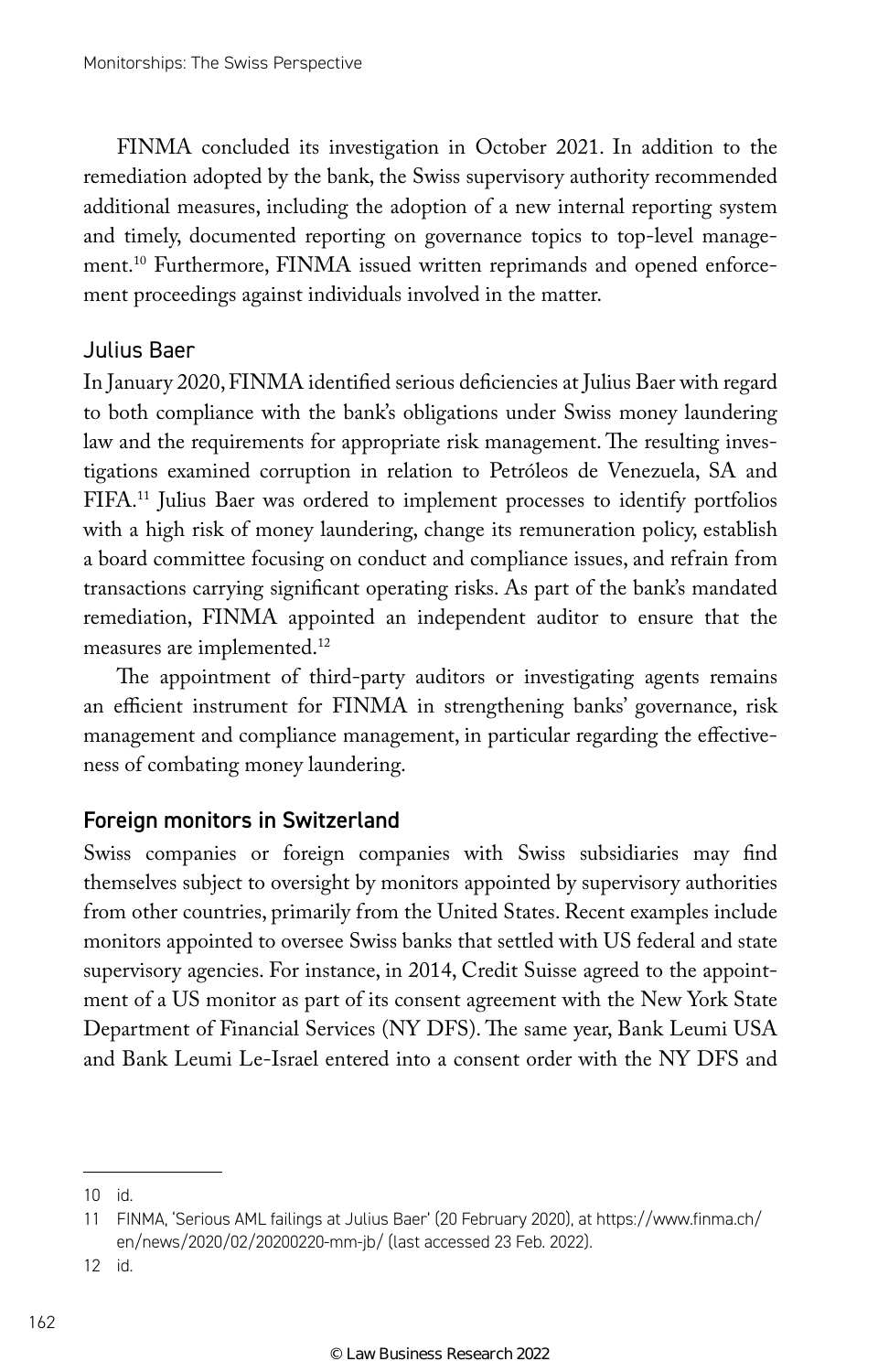FINMA concluded its investigation in October 2021. In addition to the remediation adopted by the bank, the Swiss supervisory authority recommended additional measures, including the adoption of a new internal reporting system and timely, documented reporting on governance topics to top-level management.[10] Furthermore, FINMA issued written reprimands and opened enforcement proceedings against individuals involved in the matter.

### Julius Baer

In January 2020, FINMA identified serious deficiencies at Julius Baer with regard to both compliance with the bank's obligations under Swiss money laundering law and the requirements for appropriate risk management. The resulting investigations examined corruption in relation to Petróleos de Venezuela, SA and FIFA.[11] Julius Baer was ordered to implement processes to identify portfolios with a high risk of money laundering, change its remuneration policy, establish a board committee focusing on conduct and compliance issues, and refrain from transactions carrying significant operating risks. As part of the bank's mandated remediation, FINMA appointed an independent auditor to ensure that the measures are implemented.[12]

The appointment of third-party auditors or investigating agents remains an efficient instrument for FINMA in strengthening banks' governance, risk management and compliance management, in particular regarding the effectiveness of combating money laundering.

## Foreign monitors in Switzerland

Swiss companies or foreign companies with Swiss subsidiaries may find themselves subject to oversight by monitors appointed by supervisory authorities from other countries, primarily from the United States. Recent examples include monitors appointed to oversee Swiss banks that settled with US federal and state supervisory agencies. For instance, in 2014, Credit Suisse agreed to the appointment of a US monitor as part of its consent agreement with the New York State Department of Financial Services (NY DFS). The same year, Bank Leumi USA and Bank Leumi Le-Israel entered into a consent order with the NY DFS and

---

10 id.

11 FINMA, 'Serious AML failings at Julius Baer' (20 February 2020), at https://www.finma.ch/en/news/2020/02/20200220-mm-jb/ (last accessed 23 Feb. 2022).

12 id.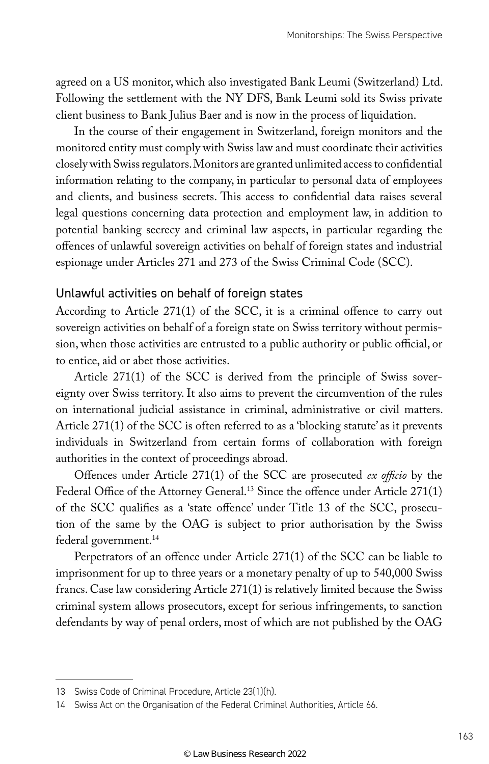agreed on a US monitor, which also investigated Bank Leumi (Switzerland) Ltd. Following the settlement with the NY DFS, Bank Leumi sold its Swiss private client business to Bank Julius Baer and is now in the process of liquidation.

In the course of their engagement in Switzerland, foreign monitors and the monitored entity must comply with Swiss law and must coordinate their activities closely with Swiss regulators. Monitors are granted unlimited access to confidential information relating to the company, in particular to personal data of employees and clients, and business secrets. This access to confidential data raises several legal questions concerning data protection and employment law, in addition to potential banking secrecy and criminal law aspects, in particular regarding the offences of unlawful sovereign activities on behalf of foreign states and industrial espionage under Articles 271 and 273 of the Swiss Criminal Code (SCC).

## Unlawful activities on behalf of foreign states

According to Article 271(1) of the SCC, it is a criminal offence to carry out sovereign activities on behalf of a foreign state on Swiss territory without permission, when those activities are entrusted to a public authority or public official, or to entice, aid or abet those activities.

Article 271(1) of the SCC is derived from the principle of Swiss sovereignty over Swiss territory. It also aims to prevent the circumvention of the rules on international judicial assistance in criminal, administrative or civil matters. Article 271(1) of the SCC is often referred to as a 'blocking statute' as it prevents individuals in Switzerland from certain forms of collaboration with foreign authorities in the context of proceedings abroad.

Offences under Article 271(1) of the SCC are prosecuted *ex officio* by the Federal Office of the Attorney General.[13] Since the offence under Article 271(1) of the SCC qualifies as a 'state offence' under Title 13 of the SCC, prosecution of the same by the OAG is subject to prior authorisation by the Swiss federal government.[14]

Perpetrators of an offence under Article 271(1) of the SCC can be liable to imprisonment for up to three years or a monetary penalty of up to 540,000 Swiss francs. Case law considering Article 271(1) is relatively limited because the Swiss criminal system allows prosecutors, except for serious infringements, to sanction defendants by way of penal orders, most of which are not published by the OAG

---

13 Swiss Code of Criminal Procedure, Article 23(1)(h).

14 Swiss Act on the Organisation of the Federal Criminal Authorities, Article 66.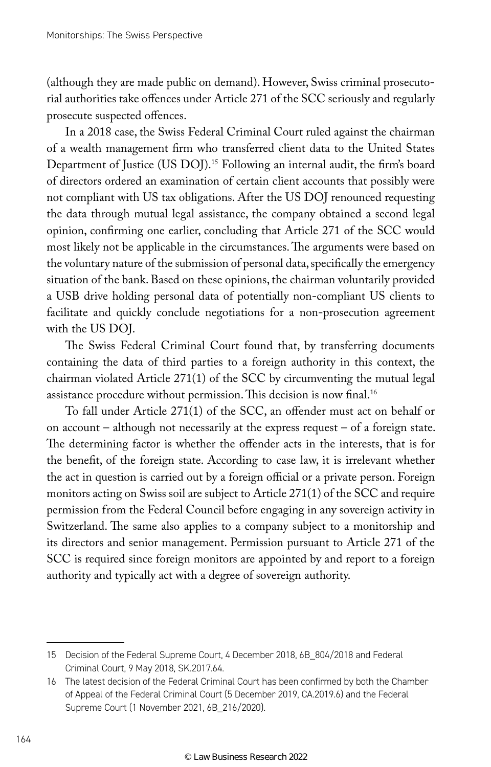(although they are made public on demand). However, Swiss criminal prosecutorial authorities take offences under Article 271 of the SCC seriously and regularly prosecute suspected offences.

In a 2018 case, the Swiss Federal Criminal Court ruled against the chairman of a wealth management firm who transferred client data to the United States Department of Justice (US DOJ).[15] Following an internal audit, the firm's board of directors ordered an examination of certain client accounts that possibly were not compliant with US tax obligations. After the US DOJ renounced requesting the data through mutual legal assistance, the company obtained a second legal opinion, confirming one earlier, concluding that Article 271 of the SCC would most likely not be applicable in the circumstances. The arguments were based on the voluntary nature of the submission of personal data, specifically the emergency situation of the bank. Based on these opinions, the chairman voluntarily provided a USB drive holding personal data of potentially non-compliant US clients to facilitate and quickly conclude negotiations for a non-prosecution agreement with the US DOJ.

The Swiss Federal Criminal Court found that, by transferring documents containing the data of third parties to a foreign authority in this context, the chairman violated Article 271(1) of the SCC by circumventing the mutual legal assistance procedure without permission. This decision is now final.[16]

To fall under Article 271(1) of the SCC, an offender must act on behalf or on account – although not necessarily at the express request – of a foreign state. The determining factor is whether the offender acts in the interests, that is for the benefit, of the foreign state. According to case law, it is irrelevant whether the act in question is carried out by a foreign official or a private person. Foreign monitors acting on Swiss soil are subject to Article 271(1) of the SCC and require permission from the Federal Council before engaging in any sovereign activity in Switzerland. The same also applies to a company subject to a monitorship and its directors and senior management. Permission pursuant to Article 271 of the SCC is required since foreign monitors are appointed by and report to a foreign authority and typically act with a degree of sovereign authority.

---

15 Decision of the Federal Supreme Court, 4 December 2018, 6B_804/2018 and Federal Criminal Court, 9 May 2018, SK.2017.64.

16 The latest decision of the Federal Criminal Court has been confirmed by both the Chamber of Appeal of the Federal Criminal Court (5 December 2019, CA.2019.6) and the Federal Supreme Court (1 November 2021, 6B_216/2020).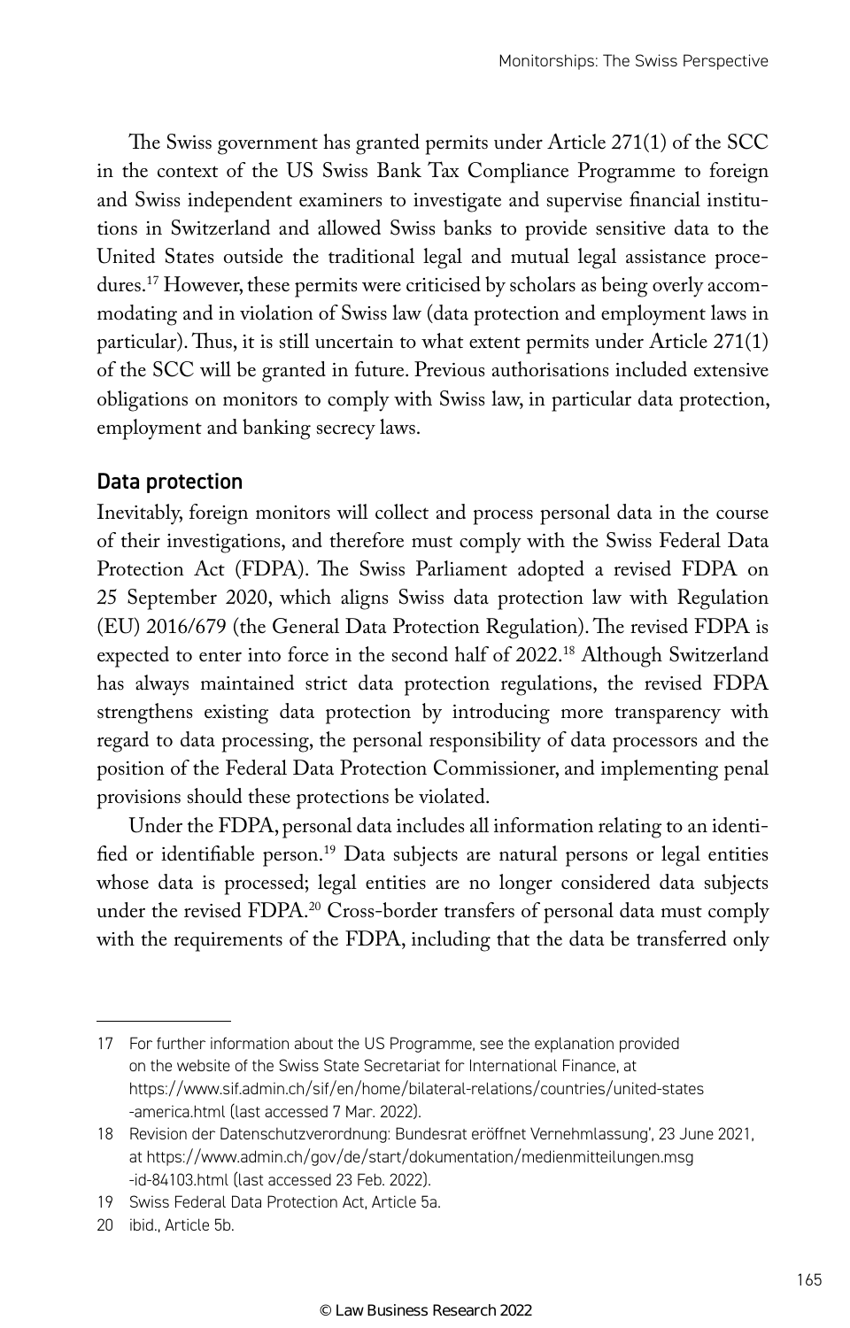The Swiss government has granted permits under Article 271(1) of the SCC in the context of the US Swiss Bank Tax Compliance Programme to foreign and Swiss independent examiners to investigate and supervise financial institutions in Switzerland and allowed Swiss banks to provide sensitive data to the United States outside the traditional legal and mutual legal assistance procedures.[17] However, these permits were criticised by scholars as being overly accommodating and in violation of Swiss law (data protection and employment laws in particular). Thus, it is still uncertain to what extent permits under Article 271(1) of the SCC will be granted in future. Previous authorisations included extensive obligations on monitors to comply with Swiss law, in particular data protection, employment and banking secrecy laws.

### Data protection

Inevitably, foreign monitors will collect and process personal data in the course of their investigations, and therefore must comply with the Swiss Federal Data Protection Act (FDPA). The Swiss Parliament adopted a revised FDPA on 25 September 2020, which aligns Swiss data protection law with Regulation (EU) 2016/679 (the General Data Protection Regulation). The revised FDPA is expected to enter into force in the second half of 2022.[18] Although Switzerland has always maintained strict data protection regulations, the revised FDPA strengthens existing data protection by introducing more transparency with regard to data processing, the personal responsibility of data processors and the position of the Federal Data Protection Commissioner, and implementing penal provisions should these protections be violated.

Under the FDPA, personal data includes all information relating to an identified or identifiable person.[19] Data subjects are natural persons or legal entities whose data is processed; legal entities are no longer considered data subjects under the revised FDPA.[20] Cross-border transfers of personal data must comply with the requirements of the FDPA, including that the data be transferred only

---

17 For further information about the US Programme, see the explanation provided on the website of the Swiss State Secretariat for International Finance, at https://www.sif.admin.ch/sif/en/home/bilateral-relations/countries/united-states-america.html (last accessed 7 Mar. 2022).

18 Revision der Datenschutzverordnung: Bundesrat eröffnet Vernehmlassung', 23 June 2021, at https://www.admin.ch/gov/de/start/dokumentation/medienmitteilungen.msg-id-84103.html (last accessed 23 Feb. 2022).

19 Swiss Federal Data Protection Act, Article 5a.

20 ibid., Article 5b.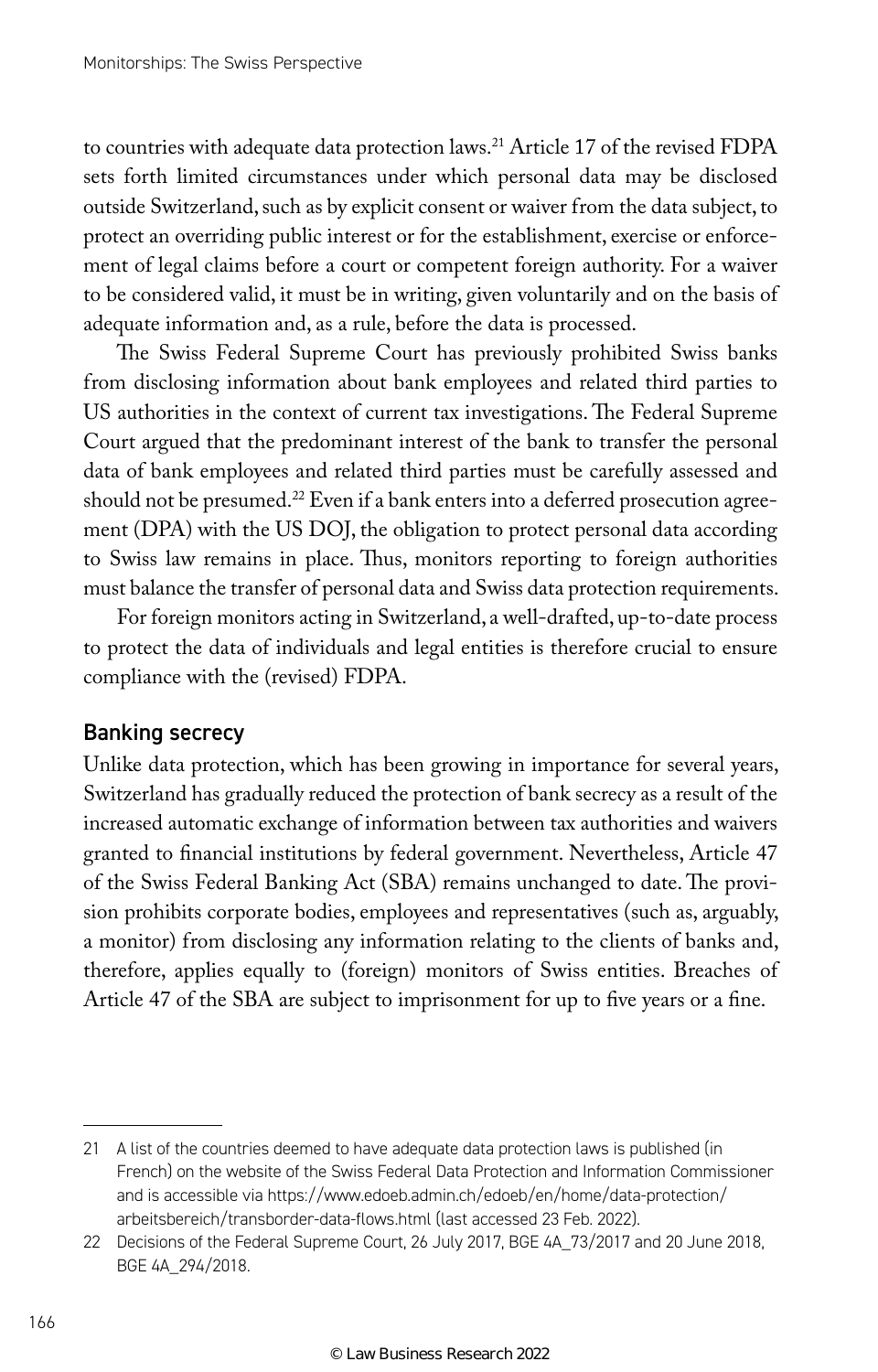to countries with adequate data protection laws.[21] Article 17 of the revised FDPA sets forth limited circumstances under which personal data may be disclosed outside Switzerland, such as by explicit consent or waiver from the data subject, to protect an overriding public interest or for the establishment, exercise or enforcement of legal claims before a court or competent foreign authority. For a waiver to be considered valid, it must be in writing, given voluntarily and on the basis of adequate information and, as a rule, before the data is processed.

The Swiss Federal Supreme Court has previously prohibited Swiss banks from disclosing information about bank employees and related third parties to US authorities in the context of current tax investigations. The Federal Supreme Court argued that the predominant interest of the bank to transfer the personal data of bank employees and related third parties must be carefully assessed and should not be presumed.[22] Even if a bank enters into a deferred prosecution agreement (DPA) with the US DOJ, the obligation to protect personal data according to Swiss law remains in place. Thus, monitors reporting to foreign authorities must balance the transfer of personal data and Swiss data protection requirements.

For foreign monitors acting in Switzerland, a well-drafted, up-to-date process to protect the data of individuals and legal entities is therefore crucial to ensure compliance with the (revised) FDPA.

### Banking secrecy

Unlike data protection, which has been growing in importance for several years, Switzerland has gradually reduced the protection of bank secrecy as a result of the increased automatic exchange of information between tax authorities and waivers granted to financial institutions by federal government. Nevertheless, Article 47 of the Swiss Federal Banking Act (SBA) remains unchanged to date. The provision prohibits corporate bodies, employees and representatives (such as, arguably, a monitor) from disclosing any information relating to the clients of banks and, therefore, applies equally to (foreign) monitors of Swiss entities. Breaches of Article 47 of the SBA are subject to imprisonment for up to five years or a fine.

---

21 A list of the countries deemed to have adequate data protection laws is published (in French) on the website of the Swiss Federal Data Protection and Information Commissioner and is accessible via https://www.edoeb.admin.ch/edoeb/en/home/data-protection/arbeitsbereich/transborder-data-flows.html (last accessed 23 Feb. 2022).

22 Decisions of the Federal Supreme Court, 26 July 2017, BGE 4A_73/2017 and 20 June 2018, BGE 4A_294/2018.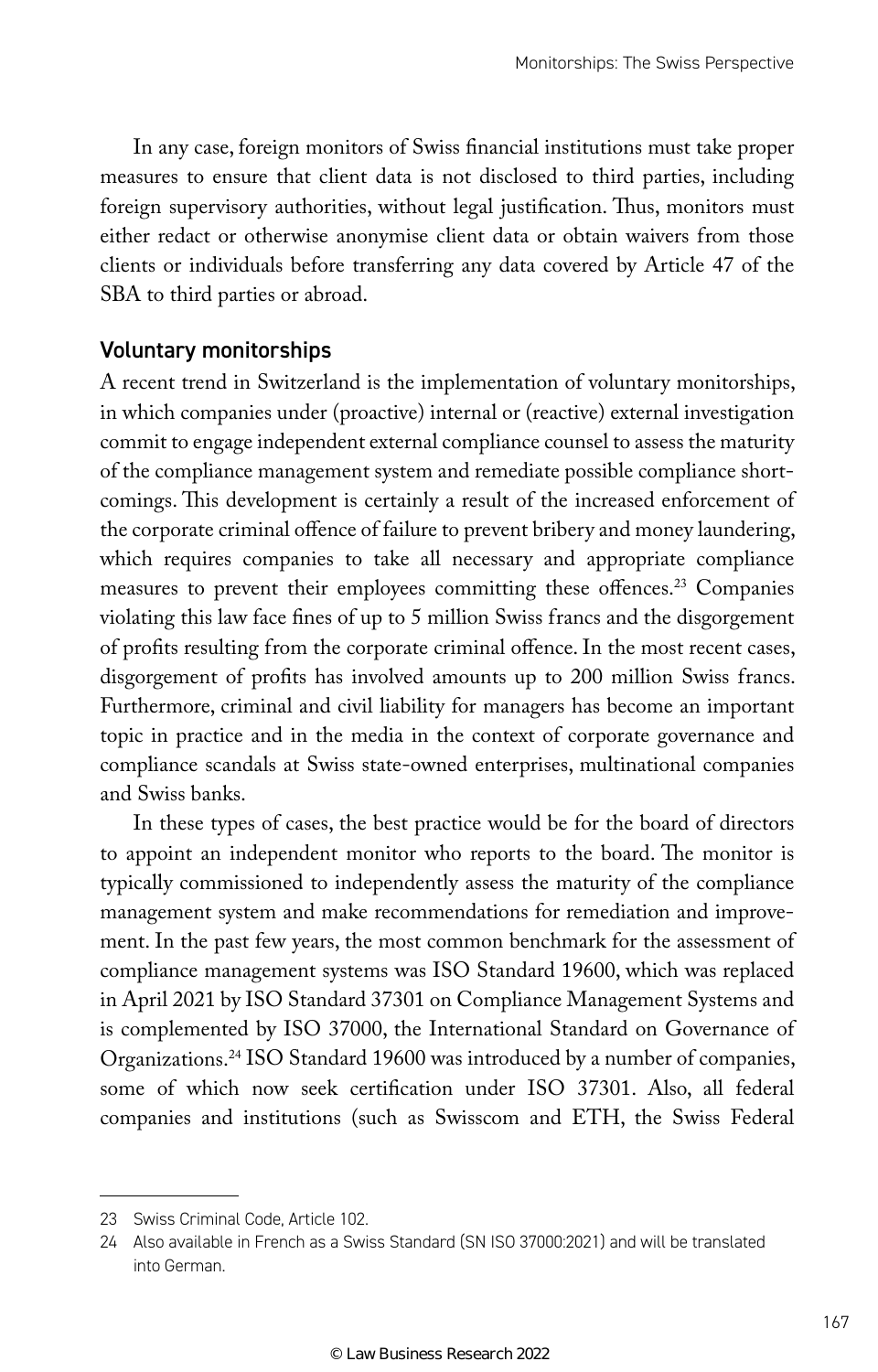In any case, foreign monitors of Swiss financial institutions must take proper measures to ensure that client data is not disclosed to third parties, including foreign supervisory authorities, without legal justification. Thus, monitors must either redact or otherwise anonymise client data or obtain waivers from those clients or individuals before transferring any data covered by Article 47 of the SBA to third parties or abroad.

## Voluntary monitorships

A recent trend in Switzerland is the implementation of voluntary monitorships, in which companies under (proactive) internal or (reactive) external investigation commit to engage independent external compliance counsel to assess the maturity of the compliance management system and remediate possible compliance shortcomings. This development is certainly a result of the increased enforcement of the corporate criminal offence of failure to prevent bribery and money laundering, which requires companies to take all necessary and appropriate compliance measures to prevent their employees committing these offences.[23] Companies violating this law face fines of up to 5 million Swiss francs and the disgorgement of profits resulting from the corporate criminal offence. In the most recent cases, disgorgement of profits has involved amounts up to 200 million Swiss francs. Furthermore, criminal and civil liability for managers has become an important topic in practice and in the media in the context of corporate governance and compliance scandals at Swiss state-owned enterprises, multinational companies and Swiss banks.

In these types of cases, the best practice would be for the board of directors to appoint an independent monitor who reports to the board. The monitor is typically commissioned to independently assess the maturity of the compliance management system and make recommendations for remediation and improvement. In the past few years, the most common benchmark for the assessment of compliance management systems was ISO Standard 19600, which was replaced in April 2021 by ISO Standard 37301 on Compliance Management Systems and is complemented by ISO 37000, the International Standard on Governance of Organizations.[24] ISO Standard 19600 was introduced by a number of companies, some of which now seek certification under ISO 37301. Also, all federal companies and institutions (such as Swisscom and ETH, the Swiss Federal

---

23 Swiss Criminal Code, Article 102.

24 Also available in French as a Swiss Standard (SN ISO 37000:2021) and will be translated into German.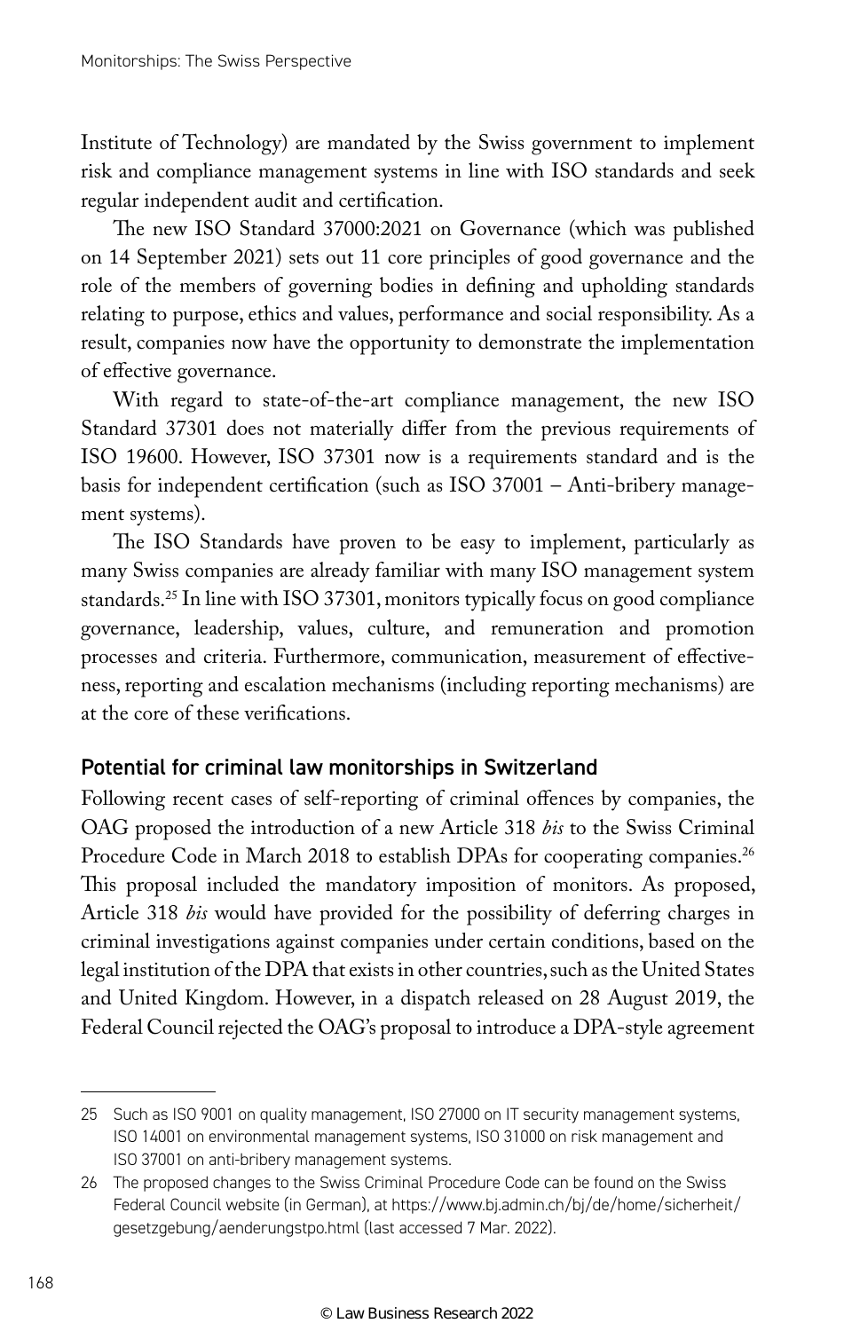Institute of Technology) are mandated by the Swiss government to implement risk and compliance management systems in line with ISO standards and seek regular independent audit and certification.

The new ISO Standard 37000:2021 on Governance (which was published on 14 September 2021) sets out 11 core principles of good governance and the role of the members of governing bodies in defining and upholding standards relating to purpose, ethics and values, performance and social responsibility. As a result, companies now have the opportunity to demonstrate the implementation of effective governance.

With regard to state-of-the-art compliance management, the new ISO Standard 37301 does not materially differ from the previous requirements of ISO 19600. However, ISO 37301 now is a requirements standard and is the basis for independent certification (such as ISO 37001 – Anti-bribery management systems).

The ISO Standards have proven to be easy to implement, particularly as many Swiss companies are already familiar with many ISO management system standards.[25] In line with ISO 37301, monitors typically focus on good compliance governance, leadership, values, culture, and remuneration and promotion processes and criteria. Furthermore, communication, measurement of effectiveness, reporting and escalation mechanisms (including reporting mechanisms) are at the core of these verifications.

## Potential for criminal law monitorships in Switzerland

Following recent cases of self-reporting of criminal offences by companies, the OAG proposed the introduction of a new Article 318 *bis* to the Swiss Criminal Procedure Code in March 2018 to establish DPAs for cooperating companies.[26] This proposal included the mandatory imposition of monitors. As proposed, Article 318 *bis* would have provided for the possibility of deferring charges in criminal investigations against companies under certain conditions, based on the legal institution of the DPA that exists in other countries, such as the United States and United Kingdom. However, in a dispatch released on 28 August 2019, the Federal Council rejected the OAG's proposal to introduce a DPA-style agreement

---

25 Such as ISO 9001 on quality management, ISO 27000 on IT security management systems, ISO 14001 on environmental management systems, ISO 31000 on risk management and ISO 37001 on anti-bribery management systems.

26 The proposed changes to the Swiss Criminal Procedure Code can be found on the Swiss Federal Council website (in German), at https://www.bj.admin.ch/bj/de/home/sicherheit/gesetzgebung/aenderungstpo.html (last accessed 7 Mar. 2022).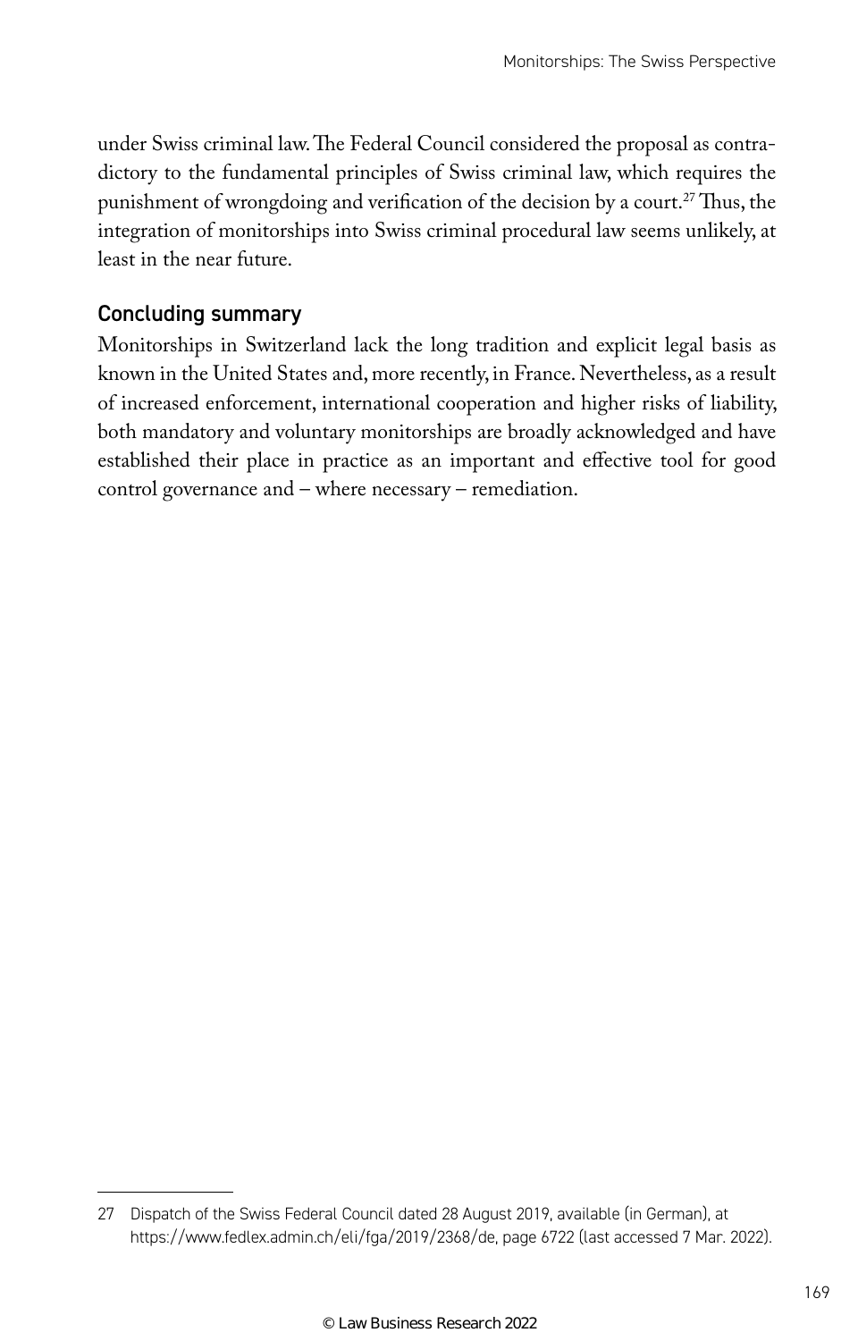under Swiss criminal law. The Federal Council considered the proposal as contradictory to the fundamental principles of Swiss criminal law, which requires the punishment of wrongdoing and verification of the decision by a court.[27] Thus, the integration of monitorships into Swiss criminal procedural law seems unlikely, at least in the near future.

## Concluding summary

Monitorships in Switzerland lack the long tradition and explicit legal basis as known in the United States and, more recently, in France. Nevertheless, as a result of increased enforcement, international cooperation and higher risks of liability, both mandatory and voluntary monitorships are broadly acknowledged and have established their place in practice as an important and effective tool for good control governance and – where necessary – remediation.

---

27 Dispatch of the Swiss Federal Council dated 28 August 2019, available (in German), at https://www.fedlex.admin.ch/eli/fga/2019/2368/de, page 6722 (last accessed 7 Mar. 2022).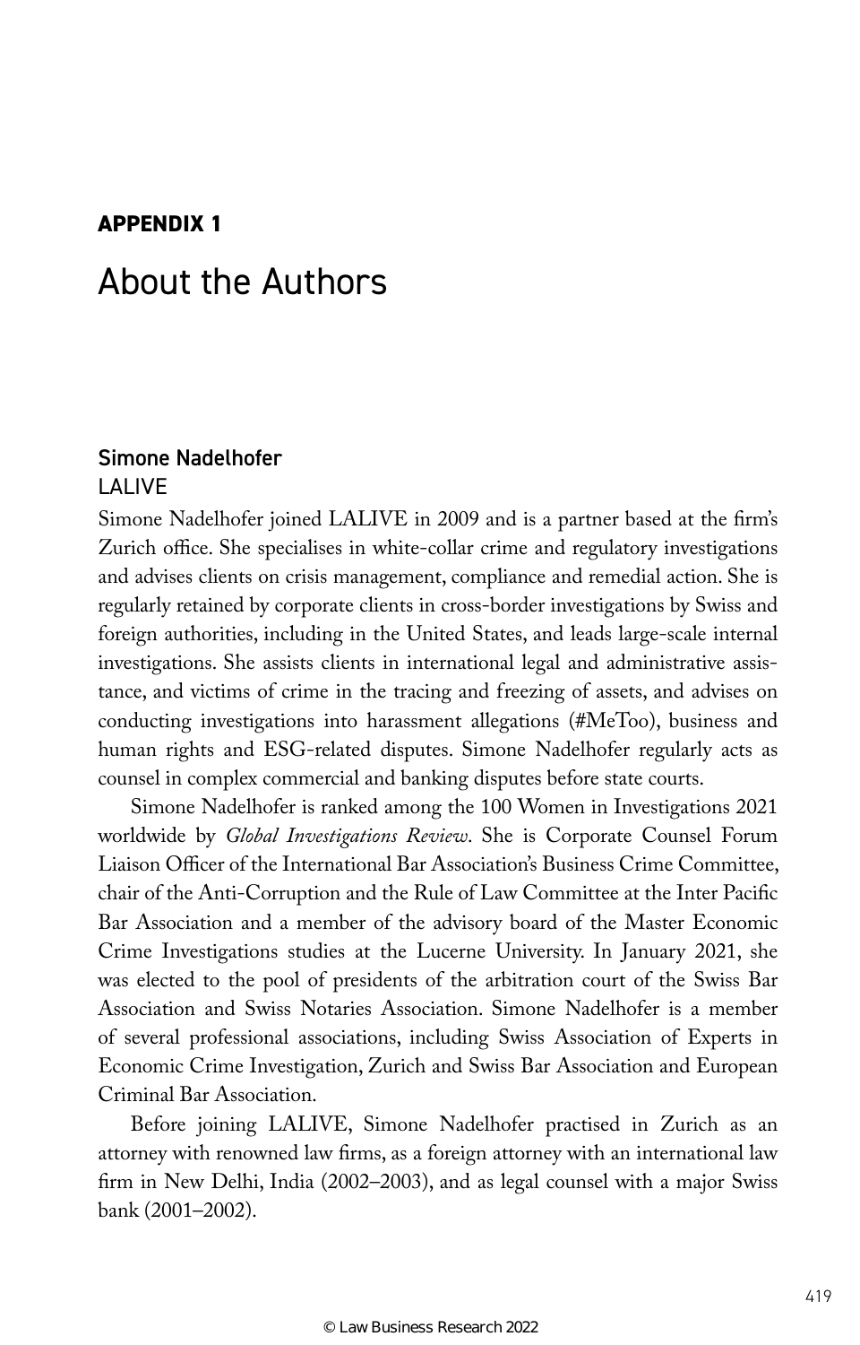## APPENDIX 1

# About the Authors

### Simone Nadelhofer

LALIVE

Simone Nadelhofer joined LALIVE in 2009 and is a partner based at the firm's Zurich office. She specialises in white-collar crime and regulatory investigations and advises clients on crisis management, compliance and remedial action. She is regularly retained by corporate clients in cross-border investigations by Swiss and foreign authorities, including in the United States, and leads large-scale internal investigations. She assists clients in international legal and administrative assistance, and victims of crime in the tracing and freezing of assets, and advises on conducting investigations into harassment allegations (#MeToo), business and human rights and ESG-related disputes. Simone Nadelhofer regularly acts as counsel in complex commercial and banking disputes before state courts.

Simone Nadelhofer is ranked among the 100 Women in Investigations 2021 worldwide by *Global Investigations Review*. She is Corporate Counsel Forum Liaison Officer of the International Bar Association's Business Crime Committee, chair of the Anti-Corruption and the Rule of Law Committee at the Inter Pacific Bar Association and a member of the advisory board of the Master Economic Crime Investigations studies at the Lucerne University. In January 2021, she was elected to the pool of presidents of the arbitration court of the Swiss Bar Association and Swiss Notaries Association. Simone Nadelhofer is a member of several professional associations, including Swiss Association of Experts in Economic Crime Investigation, Zurich and Swiss Bar Association and European Criminal Bar Association.

Before joining LALIVE, Simone Nadelhofer practised in Zurich as an attorney with renowned law firms, as a foreign attorney with an international law firm in New Delhi, India (2002–2003), and as legal counsel with a major Swiss bank (2001–2002).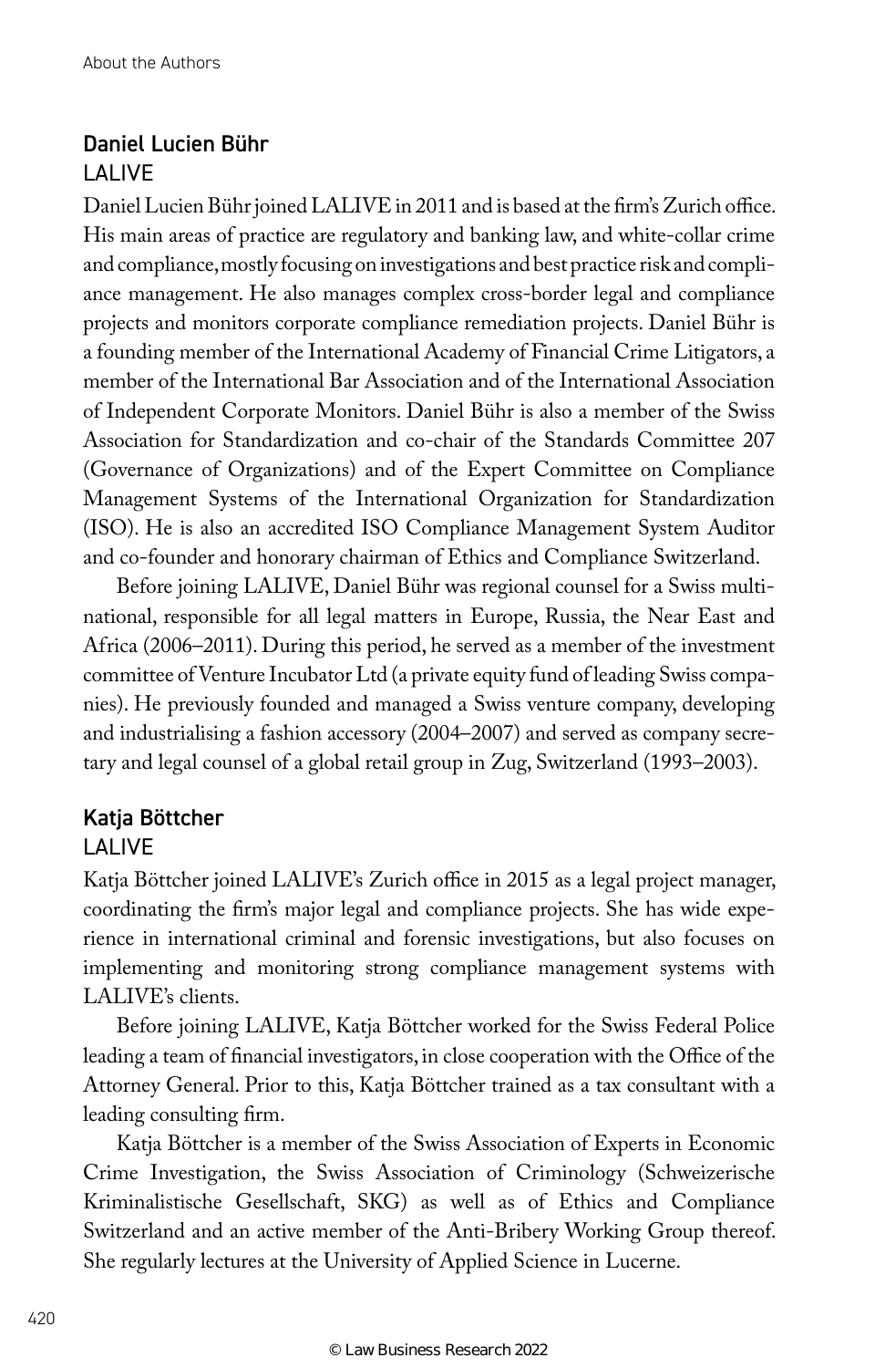## Daniel Lucien Bühr

### LALIVE

Daniel Lucien Bühr joined LALIVE in 2011 and is based at the firm's Zurich office. His main areas of practice are regulatory and banking law, and white-collar crime and compliance, mostly focusing on investigations and best practice risk and compliance management. He also manages complex cross-border legal and compliance projects and monitors corporate compliance remediation projects. Daniel Bühr is a founding member of the International Academy of Financial Crime Litigators, a member of the International Bar Association and of the International Association of Independent Corporate Monitors. Daniel Bühr is also a member of the Swiss Association for Standardization and co-chair of the Standards Committee 207 (Governance of Organizations) and of the Expert Committee on Compliance Management Systems of the International Organization for Standardization (ISO). He is also an accredited ISO Compliance Management System Auditor and co-founder and honorary chairman of Ethics and Compliance Switzerland.

Before joining LALIVE, Daniel Bühr was regional counsel for a Swiss multinational, responsible for all legal matters in Europe, Russia, the Near East and Africa (2006–2011). During this period, he served as a member of the investment committee of Venture Incubator Ltd (a private equity fund of leading Swiss companies). He previously founded and managed a Swiss venture company, developing and industrialising a fashion accessory (2004–2007) and served as company secretary and legal counsel of a global retail group in Zug, Switzerland (1993–2003).

## Katja Böttcher

### LALIVE

Katja Böttcher joined LALIVE's Zurich office in 2015 as a legal project manager, coordinating the firm's major legal and compliance projects. She has wide experience in international criminal and forensic investigations, but also focuses on implementing and monitoring strong compliance management systems with LALIVE's clients.

Before joining LALIVE, Katja Böttcher worked for the Swiss Federal Police leading a team of financial investigators, in close cooperation with the Office of the Attorney General. Prior to this, Katja Böttcher trained as a tax consultant with a leading consulting firm.

Katja Böttcher is a member of the Swiss Association of Experts in Economic Crime Investigation, the Swiss Association of Criminology (Schweizerische Kriminalistische Gesellschaft, SKG) as well as of Ethics and Compliance Switzerland and an active member of the Anti-Bribery Working Group thereof. She regularly lectures at the University of Applied Science in Lucerne.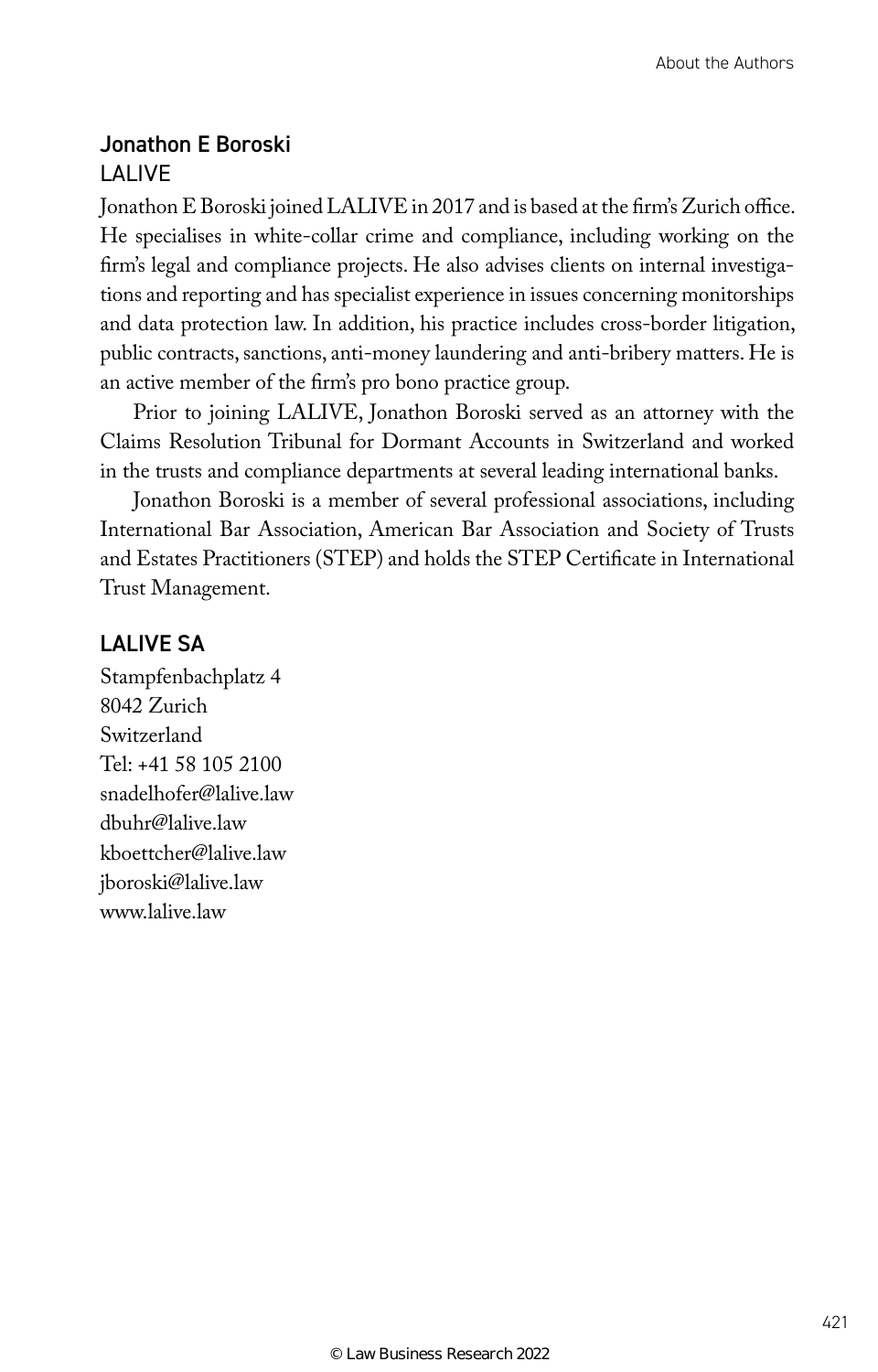## Jonathon E Boroski

LALIVE

Jonathon E Boroski joined LALIVE in 2017 and is based at the firm's Zurich office. He specialises in white-collar crime and compliance, including working on the firm's legal and compliance projects. He also advises clients on internal investigations and reporting and has specialist experience in issues concerning monitorships and data protection law. In addition, his practice includes cross-border litigation, public contracts, sanctions, anti-money laundering and anti-bribery matters. He is an active member of the firm's pro bono practice group.

Prior to joining LALIVE, Jonathon Boroski served as an attorney with the Claims Resolution Tribunal for Dormant Accounts in Switzerland and worked in the trusts and compliance departments at several leading international banks.

Jonathon Boroski is a member of several professional associations, including International Bar Association, American Bar Association and Society of Trusts and Estates Practitioners (STEP) and holds the STEP Certificate in International Trust Management.

## LALIVE SA

Stampfenbachplatz 4
8042 Zurich
Switzerland
Tel: +41 58 105 2100
snadelhofer@lalive.law
dbuhr@lalive.law
kboettcher@lalive.law
jboroski@lalive.law
www.lalive.law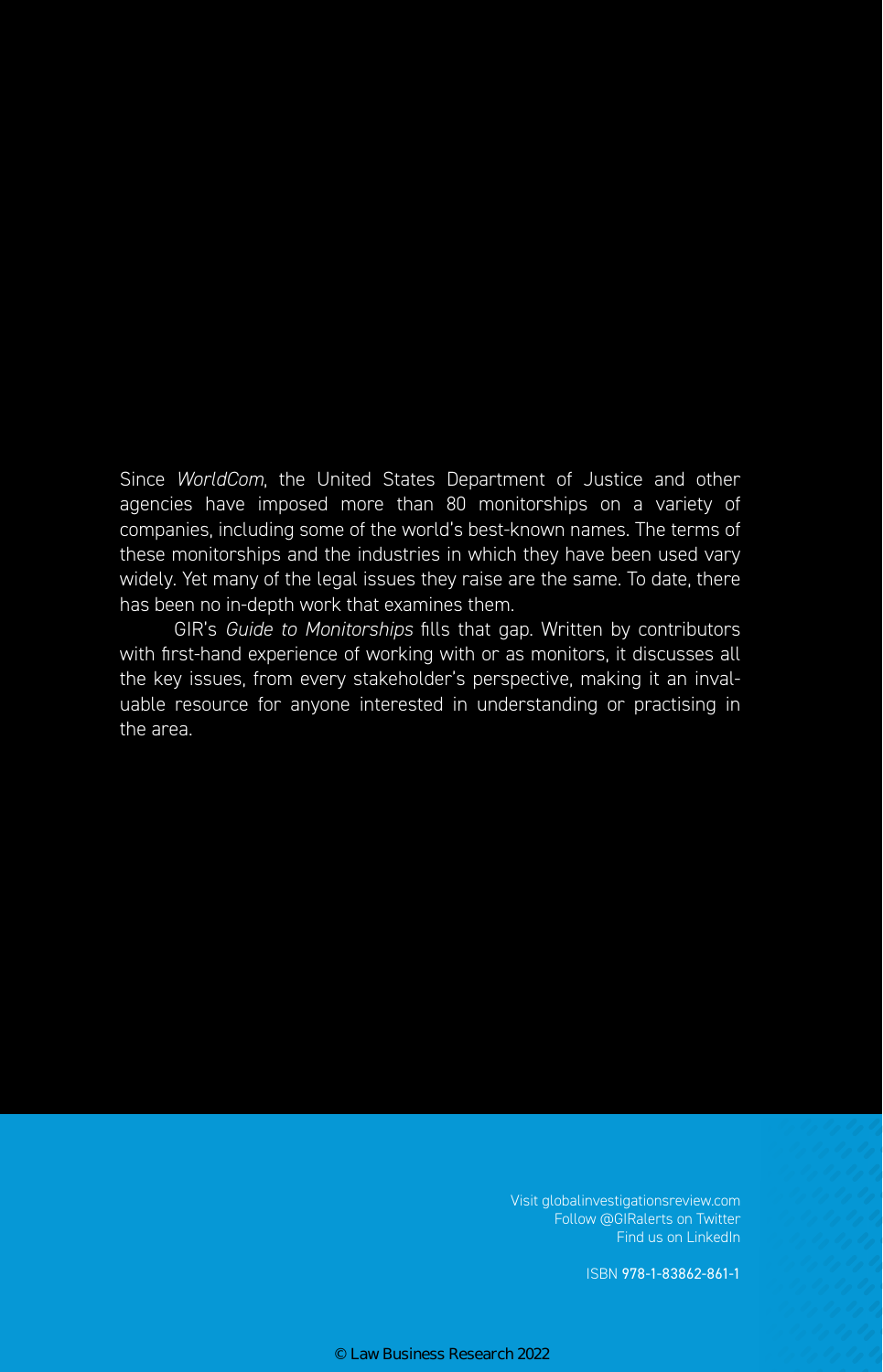Since *WorldCom*, the United States Department of Justice and other agencies have imposed more than 80 monitorships on a variety of companies, including some of the world's best-known names. The terms of these monitorships and the industries in which they have been used vary widely. Yet many of the legal issues they raise are the same. To date, there has been no in-depth work that examines them.

GIR's *Guide to Monitorships* fills that gap. Written by contributors with first-hand experience of working with or as monitors, it discusses all the key issues, from every stakeholder's perspective, making it an invaluable resource for anyone interested in understanding or practising in the area.

Visit globalinvestigationsreview.com
Follow @GIRalerts on Twitter
Find us on LinkedIn

ISBN 978-1-83862-861-1

© Law Business Research 2022